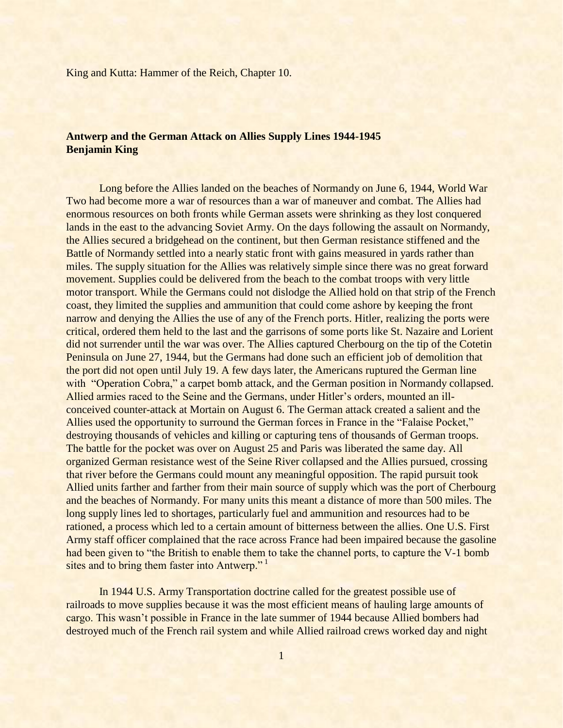King and Kutta: Hammer of the Reich, Chapter 10.

**Antwerp and the German Attack on Allies Supply Lines 1944-1945**
**Benjamin King**

Long before the Allies landed on the beaches of Normandy on June 6, 1944, World War Two had become more a war of resources than a war of maneuver and combat. The Allies had enormous resources on both fronts while German assets were shrinking as they lost conquered lands in the east to the advancing Soviet Army. On the days following the assault on Normandy, the Allies secured a bridgehead on the continent, but then German resistance stiffened and the Battle of Normandy settled into a nearly static front with gains measured in yards rather than miles. The supply situation for the Allies was relatively simple since there was no great forward movement. Supplies could be delivered from the beach to the combat troops with very little motor transport. While the Germans could not dislodge the Allied hold on that strip of the French coast, they limited the supplies and ammunition that could come ashore by keeping the front narrow and denying the Allies the use of any of the French ports. Hitler, realizing the ports were critical, ordered them held to the last and the garrisons of some ports like St. Nazaire and Lorient did not surrender until the war was over. The Allies captured Cherbourg on the tip of the Cotetin Peninsula on June 27, 1944, but the Germans had done such an efficient job of demolition that the port did not open until July 19. A few days later, the Americans ruptured the German line with "Operation Cobra," a carpet bomb attack, and the German position in Normandy collapsed. Allied armies raced to the Seine and the Germans, under Hitler's orders, mounted an ill-conceived counter-attack at Mortain on August 6. The German attack created a salient and the Allies used the opportunity to surround the German forces in France in the "Falaise Pocket," destroying thousands of vehicles and killing or capturing tens of thousands of German troops. The battle for the pocket was over on August 25 and Paris was liberated the same day. All organized German resistance west of the Seine River collapsed and the Allies pursued, crossing that river before the Germans could mount any meaningful opposition. The rapid pursuit took Allied units farther and farther from their main source of supply which was the port of Cherbourg and the beaches of Normandy. For many units this meant a distance of more than 500 miles. The long supply lines led to shortages, particularly fuel and ammunition and resources had to be rationed, a process which led to a certain amount of bitterness between the allies. One U.S. First Army staff officer complained that the race across France had been impaired because the gasoline had been given to "the British to enable them to take the channel ports, to capture the V-1 bomb sites and to bring them faster into Antwerp." [1]

In 1944 U.S. Army Transportation doctrine called for the greatest possible use of railroads to move supplies because it was the most efficient means of hauling large amounts of cargo. This wasn't possible in France in the late summer of 1944 because Allied bombers had destroyed much of the French rail system and while Allied railroad crews worked day and night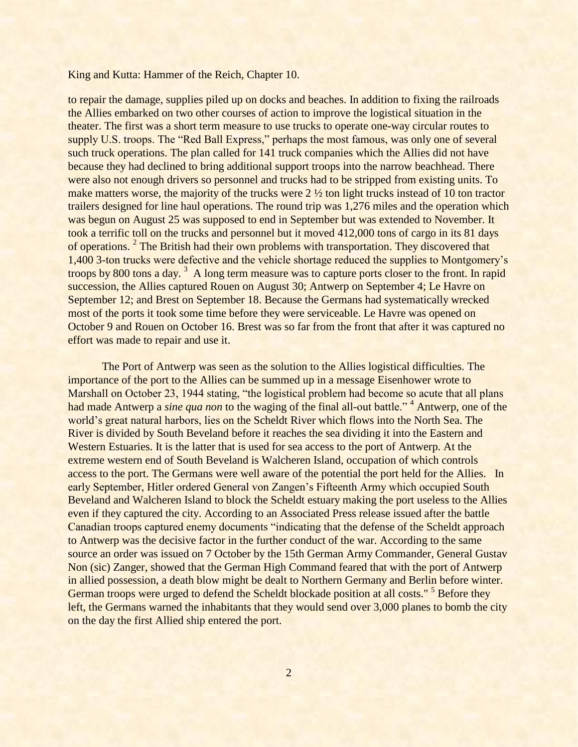to repair the damage, supplies piled up on docks and beaches. In addition to fixing the railroads the Allies embarked on two other courses of action to improve the logistical situation in the theater. The first was a short term measure to use trucks to operate one-way circular routes to supply U.S. troops. The "Red Ball Express," perhaps the most famous, was only one of several such truck operations. The plan called for 141 truck companies which the Allies did not have because they had declined to bring additional support troops into the narrow beachhead. There were also not enough drivers so personnel and trucks had to be stripped from existing units. To make matters worse, the majority of the trucks were 2 ½ ton light trucks instead of 10 ton tractor trailers designed for line haul operations. The round trip was 1,276 miles and the operation which was begun on August 25 was supposed to end in September but was extended to November. It took a terrific toll on the trucks and personnel but it moved 412,000 tons of cargo in its 81 days of operations. [2] The British had their own problems with transportation. They discovered that 1,400 3-ton trucks were defective and the vehicle shortage reduced the supplies to Montgomery's troops by 800 tons a day. [3] A long term measure was to capture ports closer to the front. In rapid succession, the Allies captured Rouen on August 30; Antwerp on September 4; Le Havre on September 12; and Brest on September 18. Because the Germans had systematically wrecked most of the ports it took some time before they were serviceable. Le Havre was opened on October 9 and Rouen on October 16. Brest was so far from the front that after it was captured no effort was made to repair and use it.

The Port of Antwerp was seen as the solution to the Allies logistical difficulties. The importance of the port to the Allies can be summed up in a message Eisenhower wrote to Marshall on October 23, 1944 stating, "the logistical problem had become so acute that all plans had made Antwerp a *sine qua non* to the waging of the final all-out battle." [4] Antwerp, one of the world's great natural harbors, lies on the Scheldt River which flows into the North Sea. The River is divided by South Beveland before it reaches the sea dividing it into the Eastern and Western Estuaries. It is the latter that is used for sea access to the port of Antwerp. At the extreme western end of South Beveland is Walcheren Island, occupation of which controls access to the port. The Germans were well aware of the potential the port held for the Allies. In early September, Hitler ordered General von Zangen's Fifteenth Army which occupied South Beveland and Walcheren Island to block the Scheldt estuary making the port useless to the Allies even if they captured the city. According to an Associated Press release issued after the battle Canadian troops captured enemy documents "indicating that the defense of the Scheldt approach to Antwerp was the decisive factor in the further conduct of the war. According to the same source an order was issued on 7 October by the 15th German Army Commander, General Gustav Non (sic) Zanger, showed that the German High Command feared that with the port of Antwerp in allied possession, a death blow might be dealt to Northern Germany and Berlin before winter. German troops were urged to defend the Scheldt blockade position at all costs." [5] Before they left, the Germans warned the inhabitants that they would send over 3,000 planes to bomb the city on the day the first Allied ship entered the port.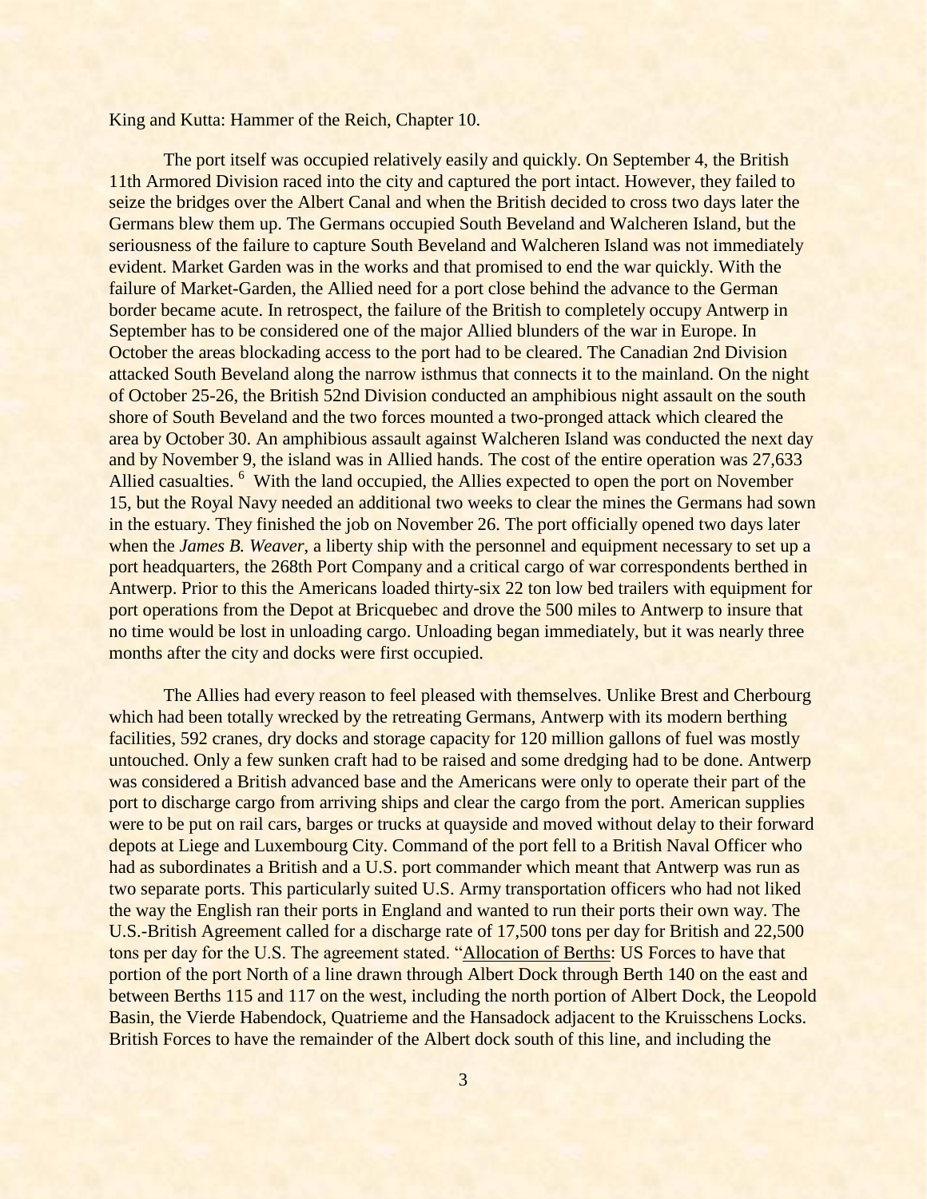King and Kutta: Hammer of the Reich, Chapter 10.

The port itself was occupied relatively easily and quickly. On September 4, the British 11th Armored Division raced into the city and captured the port intact. However, they failed to seize the bridges over the Albert Canal and when the British decided to cross two days later the Germans blew them up. The Germans occupied South Beveland and Walcheren Island, but the seriousness of the failure to capture South Beveland and Walcheren Island was not immediately evident. Market Garden was in the works and that promised to end the war quickly. With the failure of Market-Garden, the Allied need for a port close behind the advance to the German border became acute. In retrospect, the failure of the British to completely occupy Antwerp in September has to be considered one of the major Allied blunders of the war in Europe. In October the areas blockading access to the port had to be cleared. The Canadian 2nd Division attacked South Beveland along the narrow isthmus that connects it to the mainland. On the night of October 25-26, the British 52nd Division conducted an amphibious night assault on the south shore of South Beveland and the two forces mounted a two-pronged attack which cleared the area by October 30. An amphibious assault against Walcheren Island was conducted the next day and by November 9, the island was in Allied hands. The cost of the entire operation was 27,633 Allied casualties. [6] With the land occupied, the Allies expected to open the port on November 15, but the Royal Navy needed an additional two weeks to clear the mines the Germans had sown in the estuary. They finished the job on November 26. The port officially opened two days later when the *James B. Weaver*, a liberty ship with the personnel and equipment necessary to set up a port headquarters, the 268th Port Company and a critical cargo of war correspondents berthed in Antwerp. Prior to this the Americans loaded thirty-six 22 ton low bed trailers with equipment for port operations from the Depot at Bricquebec and drove the 500 miles to Antwerp to insure that no time would be lost in unloading cargo. Unloading began immediately, but it was nearly three months after the city and docks were first occupied.

The Allies had every reason to feel pleased with themselves. Unlike Brest and Cherbourg which had been totally wrecked by the retreating Germans, Antwerp with its modern berthing facilities, 592 cranes, dry docks and storage capacity for 120 million gallons of fuel was mostly untouched. Only a few sunken craft had to be raised and some dredging had to be done. Antwerp was considered a British advanced base and the Americans were only to operate their part of the port to discharge cargo from arriving ships and clear the cargo from the port. American supplies were to be put on rail cars, barges or trucks at quayside and moved without delay to their forward depots at Liege and Luxembourg City. Command of the port fell to a British Naval Officer who had as subordinates a British and a U.S. port commander which meant that Antwerp was run as two separate ports. This particularly suited U.S. Army transportation officers who had not liked the way the English ran their ports in England and wanted to run their ports their own way. The U.S.-British Agreement called for a discharge rate of 17,500 tons per day for British and 22,500 tons per day for the U.S. The agreement stated. "Allocation of Berths: US Forces to have that portion of the port North of a line drawn through Albert Dock through Berth 140 on the east and between Berths 115 and 117 on the west, including the north portion of Albert Dock, the Leopold Basin, the Vierde Habendock, Quatrieme and the Hansadock adjacent to the Kruisschens Locks. British Forces to have the remainder of the Albert dock south of this line, and including the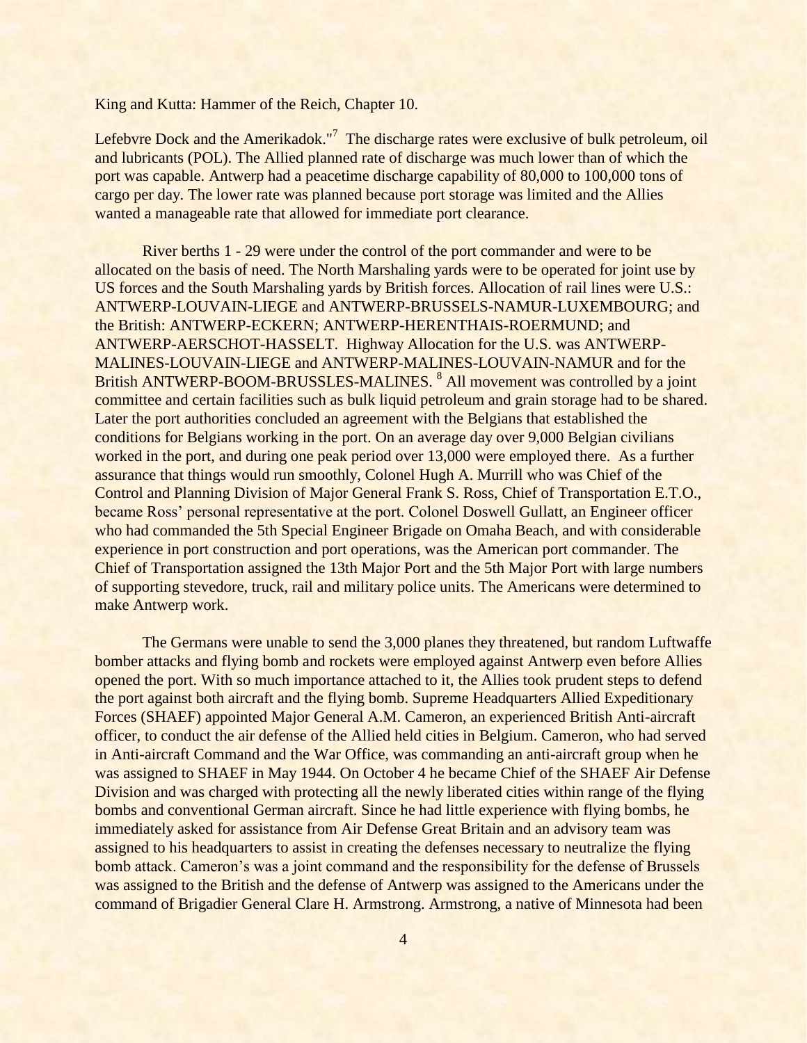King and Kutta: Hammer of the Reich, Chapter 10.

Lefebvre Dock and the Amerikadok."[7] The discharge rates were exclusive of bulk petroleum, oil and lubricants (POL). The Allied planned rate of discharge was much lower than of which the port was capable. Antwerp had a peacetime discharge capability of 80,000 to 100,000 tons of cargo per day. The lower rate was planned because port storage was limited and the Allies wanted a manageable rate that allowed for immediate port clearance.

River berths 1 - 29 were under the control of the port commander and were to be allocated on the basis of need. The North Marshaling yards were to be operated for joint use by US forces and the South Marshaling yards by British forces. Allocation of rail lines were U.S.: ANTWERP-LOUVAIN-LIEGE and ANTWERP-BRUSSELS-NAMUR-LUXEMBOURG; and the British: ANTWERP-ECKERN; ANTWERP-HERENTHAIS-ROERMUND; and ANTWERP-AERSCHOT-HASSELT. Highway Allocation for the U.S. was ANTWERP-MALINES-LOUVAIN-LIEGE and ANTWERP-MALINES-LOUVAIN-NAMUR and for the British ANTWERP-BOOM-BRUSSLES-MALINES. [8] All movement was controlled by a joint committee and certain facilities such as bulk liquid petroleum and grain storage had to be shared. Later the port authorities concluded an agreement with the Belgians that established the conditions for Belgians working in the port. On an average day over 9,000 Belgian civilians worked in the port, and during one peak period over 13,000 were employed there. As a further assurance that things would run smoothly, Colonel Hugh A. Murrill who was Chief of the Control and Planning Division of Major General Frank S. Ross, Chief of Transportation E.T.O., became Ross' personal representative at the port. Colonel Doswell Gullatt, an Engineer officer who had commanded the 5th Special Engineer Brigade on Omaha Beach, and with considerable experience in port construction and port operations, was the American port commander. The Chief of Transportation assigned the 13th Major Port and the 5th Major Port with large numbers of supporting stevedore, truck, rail and military police units. The Americans were determined to make Antwerp work.

The Germans were unable to send the 3,000 planes they threatened, but random Luftwaffe bomber attacks and flying bomb and rockets were employed against Antwerp even before Allies opened the port. With so much importance attached to it, the Allies took prudent steps to defend the port against both aircraft and the flying bomb. Supreme Headquarters Allied Expeditionary Forces (SHAEF) appointed Major General A.M. Cameron, an experienced British Anti-aircraft officer, to conduct the air defense of the Allied held cities in Belgium. Cameron, who had served in Anti-aircraft Command and the War Office, was commanding an anti-aircraft group when he was assigned to SHAEF in May 1944. On October 4 he became Chief of the SHAEF Air Defense Division and was charged with protecting all the newly liberated cities within range of the flying bombs and conventional German aircraft. Since he had little experience with flying bombs, he immediately asked for assistance from Air Defense Great Britain and an advisory team was assigned to his headquarters to assist in creating the defenses necessary to neutralize the flying bomb attack. Cameron's was a joint command and the responsibility for the defense of Brussels was assigned to the British and the defense of Antwerp was assigned to the Americans under the command of Brigadier General Clare H. Armstrong. Armstrong, a native of Minnesota had been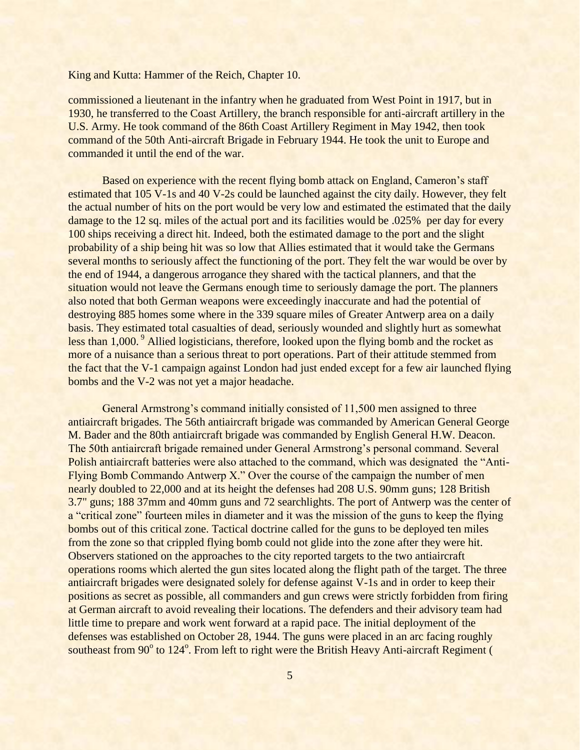commissioned a lieutenant in the infantry when he graduated from West Point in 1917, but in 1930, he transferred to the Coast Artillery, the branch responsible for anti-aircraft artillery in the U.S. Army. He took command of the 86th Coast Artillery Regiment in May 1942, then took command of the 50th Anti-aircraft Brigade in February 1944. He took the unit to Europe and commanded it until the end of the war.

Based on experience with the recent flying bomb attack on England, Cameron's staff estimated that 105 V-1s and 40 V-2s could be launched against the city daily. However, they felt the actual number of hits on the port would be very low and estimated the estimated that the daily damage to the 12 sq. miles of the actual port and its facilities would be .025% per day for every 100 ships receiving a direct hit. Indeed, both the estimated damage to the port and the slight probability of a ship being hit was so low that Allies estimated that it would take the Germans several months to seriously affect the functioning of the port. They felt the war would be over by the end of 1944, a dangerous arrogance they shared with the tactical planners, and that the situation would not leave the Germans enough time to seriously damage the port. The planners also noted that both German weapons were exceedingly inaccurate and had the potential of destroying 885 homes some where in the 339 square miles of Greater Antwerp area on a daily basis. They estimated total casualties of dead, seriously wounded and slightly hurt as somewhat less than 1,000.[9] Allied logisticians, therefore, looked upon the flying bomb and the rocket as more of a nuisance than a serious threat to port operations. Part of their attitude stemmed from the fact that the V-1 campaign against London had just ended except for a few air launched flying bombs and the V-2 was not yet a major headache.

General Armstrong's command initially consisted of 11,500 men assigned to three antiaircraft brigades. The 56th antiaircraft brigade was commanded by American General George M. Bader and the 80th antiaircraft brigade was commanded by English General H.W. Deacon. The 50th antiaircraft brigade remained under General Armstrong's personal command. Several Polish antiaircraft batteries were also attached to the command, which was designated the "Anti-Flying Bomb Commando Antwerp X." Over the course of the campaign the number of men nearly doubled to 22,000 and at its height the defenses had 208 U.S. 90mm guns; 128 British 3.7" guns; 188 37mm and 40mm guns and 72 searchlights. The port of Antwerp was the center of a "critical zone" fourteen miles in diameter and it was the mission of the guns to keep the flying bombs out of this critical zone. Tactical doctrine called for the guns to be deployed ten miles from the zone so that crippled flying bomb could not glide into the zone after they were hit. Observers stationed on the approaches to the city reported targets to the two antiaircraft operations rooms which alerted the gun sites located along the flight path of the target. The three antiaircraft brigades were designated solely for defense against V-1s and in order to keep their positions as secret as possible, all commanders and gun crews were strictly forbidden from firing at German aircraft to avoid revealing their locations. The defenders and their advisory team had little time to prepare and work went forward at a rapid pace. The initial deployment of the defenses was established on October 28, 1944. The guns were placed in an arc facing roughly southeast from 90° to 124°. From left to right were the British Heavy Anti-aircraft Regiment (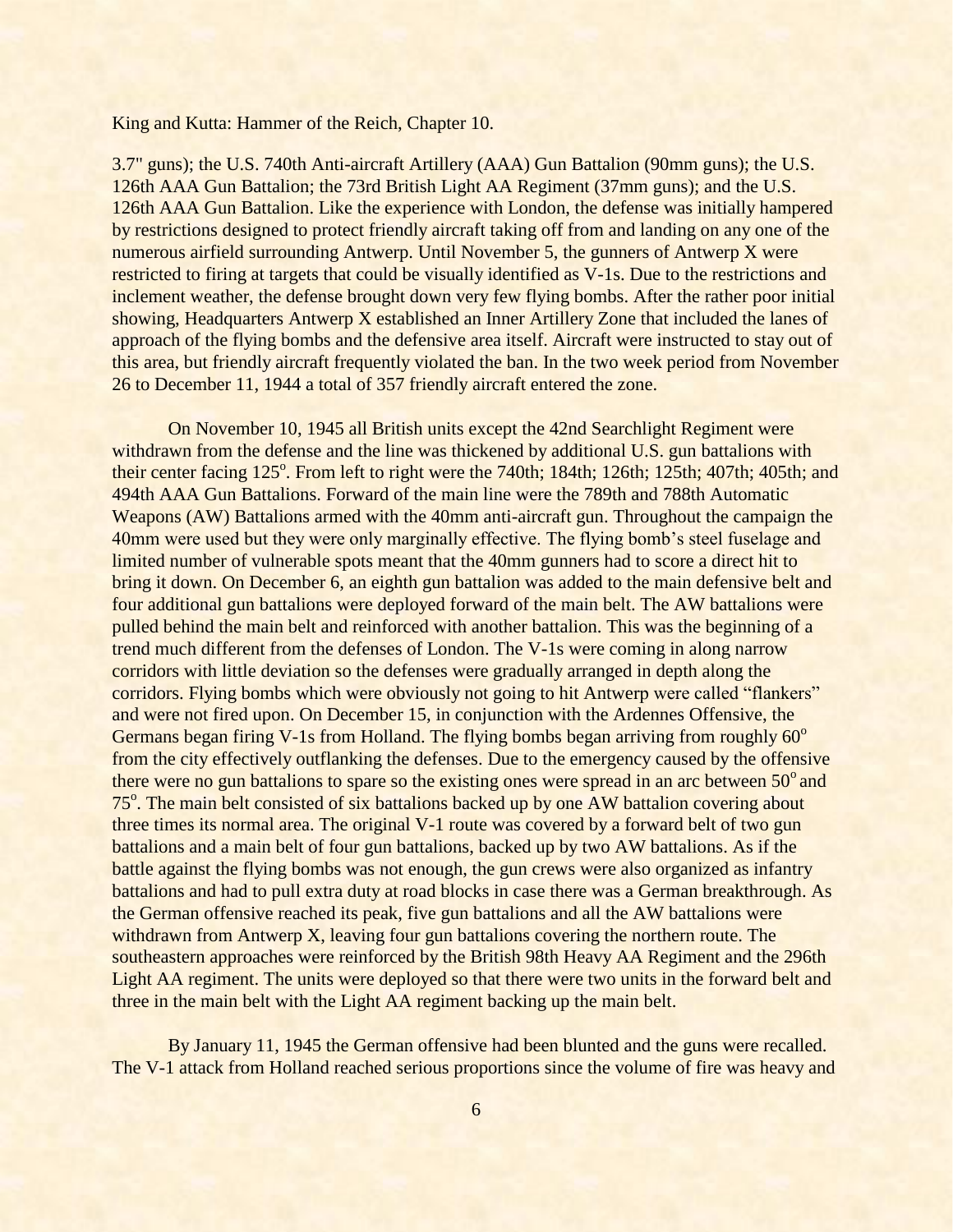King and Kutta: Hammer of the Reich, Chapter 10.

3.7" guns); the U.S. 740th Anti-aircraft Artillery (AAA) Gun Battalion (90mm guns); the U.S. 126th AAA Gun Battalion; the 73rd British Light AA Regiment (37mm guns); and the U.S. 126th AAA Gun Battalion. Like the experience with London, the defense was initially hampered by restrictions designed to protect friendly aircraft taking off from and landing on any one of the numerous airfield surrounding Antwerp. Until November 5, the gunners of Antwerp X were restricted to firing at targets that could be visually identified as V-1s. Due to the restrictions and inclement weather, the defense brought down very few flying bombs. After the rather poor initial showing, Headquarters Antwerp X established an Inner Artillery Zone that included the lanes of approach of the flying bombs and the defensive area itself. Aircraft were instructed to stay out of this area, but friendly aircraft frequently violated the ban. In the two week period from November 26 to December 11, 1944 a total of 357 friendly aircraft entered the zone.

On November 10, 1945 all British units except the 42nd Searchlight Regiment were withdrawn from the defense and the line was thickened by additional U.S. gun battalions with their center facing 125°. From left to right were the 740th; 184th; 126th; 125th; 407th; 405th; and 494th AAA Gun Battalions. Forward of the main line were the 789th and 788th Automatic Weapons (AW) Battalions armed with the 40mm anti-aircraft gun. Throughout the campaign the 40mm were used but they were only marginally effective. The flying bomb's steel fuselage and limited number of vulnerable spots meant that the 40mm gunners had to score a direct hit to bring it down. On December 6, an eighth gun battalion was added to the main defensive belt and four additional gun battalions were deployed forward of the main belt. The AW battalions were pulled behind the main belt and reinforced with another battalion. This was the beginning of a trend much different from the defenses of London. The V-1s were coming in along narrow corridors with little deviation so the defenses were gradually arranged in depth along the corridors. Flying bombs which were obviously not going to hit Antwerp were called "flankers" and were not fired upon. On December 15, in conjunction with the Ardennes Offensive, the Germans began firing V-1s from Holland. The flying bombs began arriving from roughly 60° from the city effectively outflanking the defenses. Due to the emergency caused by the offensive there were no gun battalions to spare so the existing ones were spread in an arc between 50° and 75°. The main belt consisted of six battalions backed up by one AW battalion covering about three times its normal area. The original V-1 route was covered by a forward belt of two gun battalions and a main belt of four gun battalions, backed up by two AW battalions. As if the battle against the flying bombs was not enough, the gun crews were also organized as infantry battalions and had to pull extra duty at road blocks in case there was a German breakthrough. As the German offensive reached its peak, five gun battalions and all the AW battalions were withdrawn from Antwerp X, leaving four gun battalions covering the northern route. The southeastern approaches were reinforced by the British 98th Heavy AA Regiment and the 296th Light AA regiment. The units were deployed so that there were two units in the forward belt and three in the main belt with the Light AA regiment backing up the main belt.

By January 11, 1945 the German offensive had been blunted and the guns were recalled. The V-1 attack from Holland reached serious proportions since the volume of fire was heavy and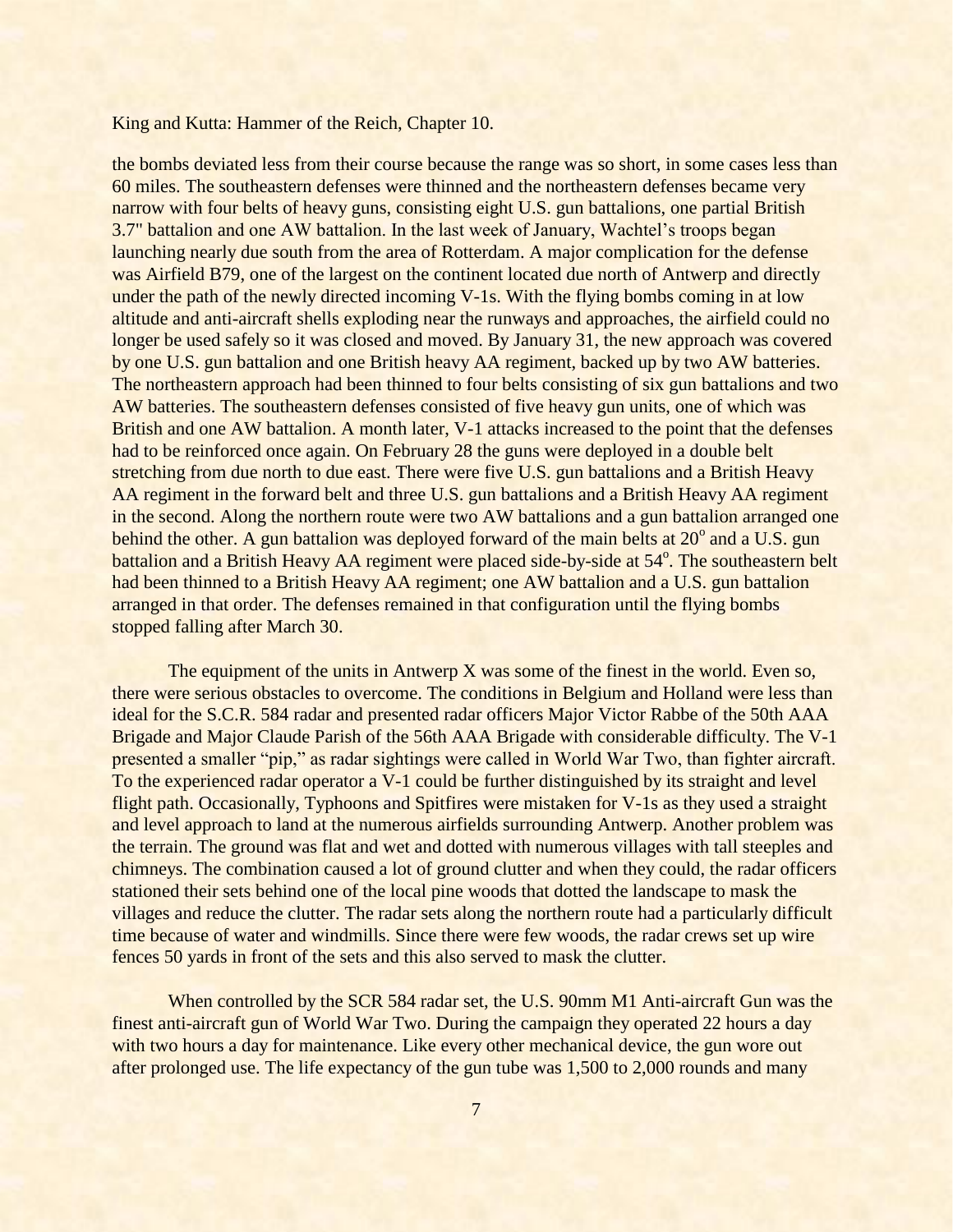the bombs deviated less from their course because the range was so short, in some cases less than 60 miles. The southeastern defenses were thinned and the northeastern defenses became very narrow with four belts of heavy guns, consisting eight U.S. gun battalions, one partial British 3.7" battalion and one AW battalion. In the last week of January, Wachtel's troops began launching nearly due south from the area of Rotterdam. A major complication for the defense was Airfield B79, one of the largest on the continent located due north of Antwerp and directly under the path of the newly directed incoming V-1s. With the flying bombs coming in at low altitude and anti-aircraft shells exploding near the runways and approaches, the airfield could no longer be used safely so it was closed and moved. By January 31, the new approach was covered by one U.S. gun battalion and one British heavy AA regiment, backed up by two AW batteries. The northeastern approach had been thinned to four belts consisting of six gun battalions and two AW batteries. The southeastern defenses consisted of five heavy gun units, one of which was British and one AW battalion. A month later, V-1 attacks increased to the point that the defenses had to be reinforced once again. On February 28 the guns were deployed in a double belt stretching from due north to due east. There were five U.S. gun battalions and a British Heavy AA regiment in the forward belt and three U.S. gun battalions and a British Heavy AA regiment in the second. Along the northern route were two AW battalions and a gun battalion arranged one behind the other. A gun battalion was deployed forward of the main belts at 20$^{o}$ and a U.S. gun battalion and a British Heavy AA regiment were placed side-by-side at 54$^{o}$. The southeastern belt had been thinned to a British Heavy AA regiment; one AW battalion and a U.S. gun battalion arranged in that order. The defenses remained in that configuration until the flying bombs stopped falling after March 30.

The equipment of the units in Antwerp X was some of the finest in the world. Even so, there were serious obstacles to overcome. The conditions in Belgium and Holland were less than ideal for the S.C.R. 584 radar and presented radar officers Major Victor Rabbe of the 50th AAA Brigade and Major Claude Parish of the 56th AAA Brigade with considerable difficulty. The V-1 presented a smaller "pip," as radar sightings were called in World War Two, than fighter aircraft. To the experienced radar operator a V-1 could be further distinguished by its straight and level flight path. Occasionally, Typhoons and Spitfires were mistaken for V-1s as they used a straight and level approach to land at the numerous airfields surrounding Antwerp. Another problem was the terrain. The ground was flat and wet and dotted with numerous villages with tall steeples and chimneys. The combination caused a lot of ground clutter and when they could, the radar officers stationed their sets behind one of the local pine woods that dotted the landscape to mask the villages and reduce the clutter. The radar sets along the northern route had a particularly difficult time because of water and windmills. Since there were few woods, the radar crews set up wire fences 50 yards in front of the sets and this also served to mask the clutter.

When controlled by the SCR 584 radar set, the U.S. 90mm M1 Anti-aircraft Gun was the finest anti-aircraft gun of World War Two. During the campaign they operated 22 hours a day with two hours a day for maintenance. Like every other mechanical device, the gun wore out after prolonged use. The life expectancy of the gun tube was 1,500 to 2,000 rounds and many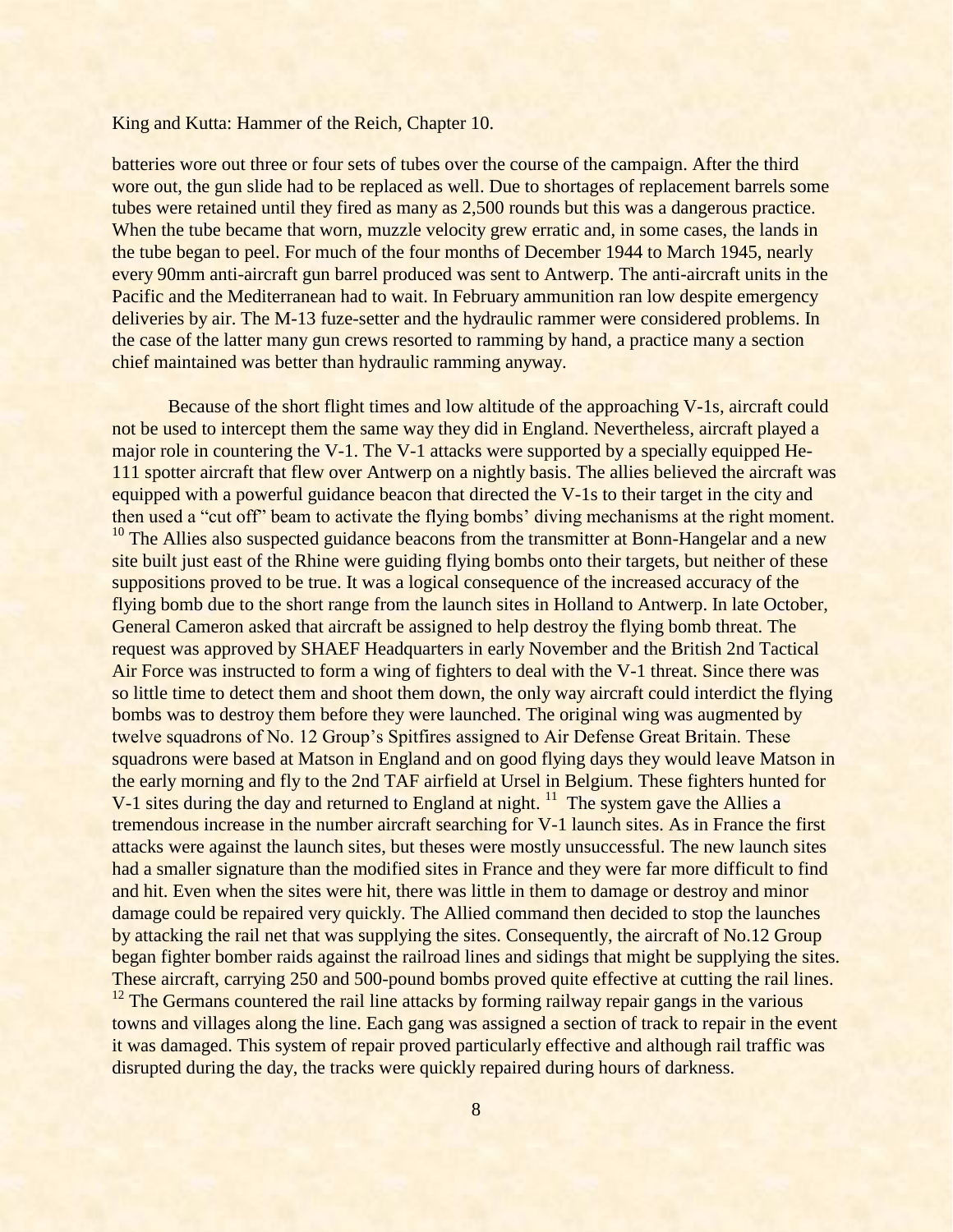batteries wore out three or four sets of tubes over the course of the campaign. After the third wore out, the gun slide had to be replaced as well. Due to shortages of replacement barrels some tubes were retained until they fired as many as 2,500 rounds but this was a dangerous practice. When the tube became that worn, muzzle velocity grew erratic and, in some cases, the lands in the tube began to peel. For much of the four months of December 1944 to March 1945, nearly every 90mm anti-aircraft gun barrel produced was sent to Antwerp. The anti-aircraft units in the Pacific and the Mediterranean had to wait. In February ammunition ran low despite emergency deliveries by air. The M-13 fuze-setter and the hydraulic rammer were considered problems. In the case of the latter many gun crews resorted to ramming by hand, a practice many a section chief maintained was better than hydraulic ramming anyway.

Because of the short flight times and low altitude of the approaching V-1s, aircraft could not be used to intercept them the same way they did in England. Nevertheless, aircraft played a major role in countering the V-1. The V-1 attacks were supported by a specially equipped He-111 spotter aircraft that flew over Antwerp on a nightly basis. The allies believed the aircraft was equipped with a powerful guidance beacon that directed the V-1s to their target in the city and then used a "cut off" beam to activate the flying bombs' diving mechanisms at the right moment. [10] The Allies also suspected guidance beacons from the transmitter at Bonn-Hangelar and a new site built just east of the Rhine were guiding flying bombs onto their targets, but neither of these suppositions proved to be true. It was a logical consequence of the increased accuracy of the flying bomb due to the short range from the launch sites in Holland to Antwerp. In late October, General Cameron asked that aircraft be assigned to help destroy the flying bomb threat. The request was approved by SHAEF Headquarters in early November and the British 2nd Tactical Air Force was instructed to form a wing of fighters to deal with the V-1 threat. Since there was so little time to detect them and shoot them down, the only way aircraft could interdict the flying bombs was to destroy them before they were launched. The original wing was augmented by twelve squadrons of No. 12 Group's Spitfires assigned to Air Defense Great Britain. These squadrons were based at Matson in England and on good flying days they would leave Matson in the early morning and fly to the 2nd TAF airfield at Ursel in Belgium. These fighters hunted for V-1 sites during the day and returned to England at night. [11] The system gave the Allies a tremendous increase in the number aircraft searching for V-1 launch sites. As in France the first attacks were against the launch sites, but theses were mostly unsuccessful. The new launch sites had a smaller signature than the modified sites in France and they were far more difficult to find and hit. Even when the sites were hit, there was little in them to damage or destroy and minor damage could be repaired very quickly. The Allied command then decided to stop the launches by attacking the rail net that was supplying the sites. Consequently, the aircraft of No.12 Group began fighter bomber raids against the railroad lines and sidings that might be supplying the sites. These aircraft, carrying 250 and 500-pound bombs proved quite effective at cutting the rail lines. [12] The Germans countered the rail line attacks by forming railway repair gangs in the various towns and villages along the line. Each gang was assigned a section of track to repair in the event it was damaged. This system of repair proved particularly effective and although rail traffic was disrupted during the day, the tracks were quickly repaired during hours of darkness.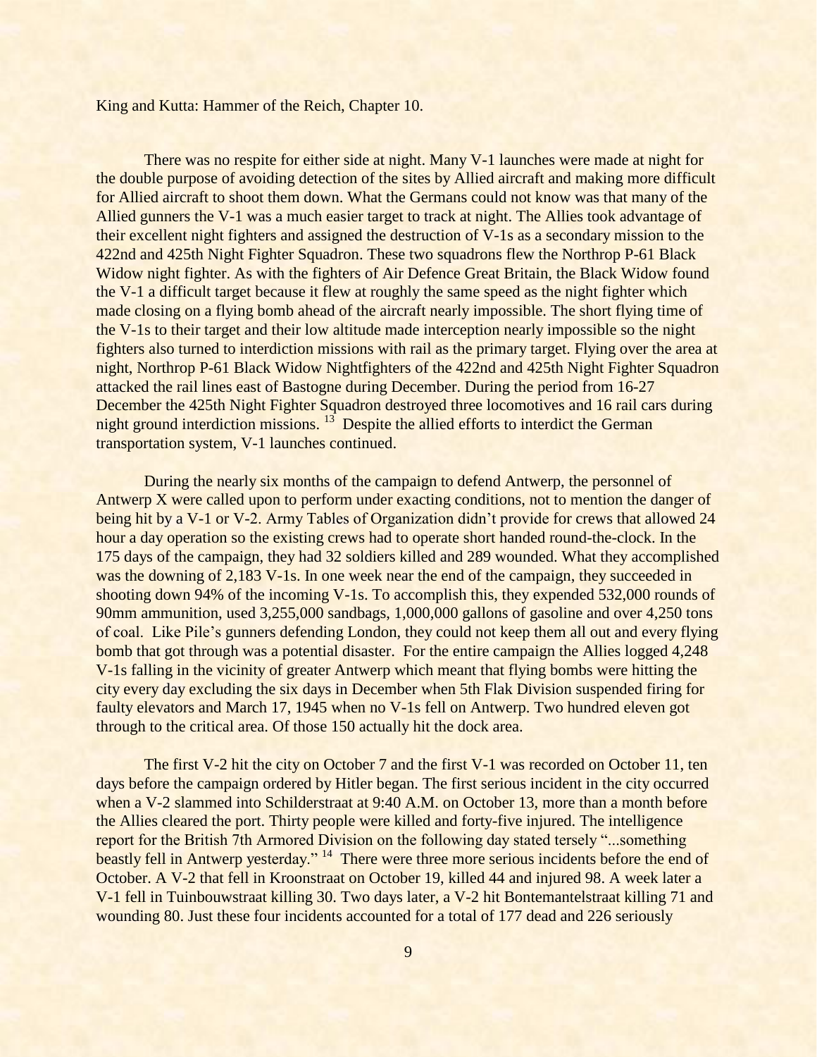King and Kutta: Hammer of the Reich, Chapter 10.

There was no respite for either side at night. Many V-1 launches were made at night for the double purpose of avoiding detection of the sites by Allied aircraft and making more difficult for Allied aircraft to shoot them down. What the Germans could not know was that many of the Allied gunners the V-1 was a much easier target to track at night. The Allies took advantage of their excellent night fighters and assigned the destruction of V-1s as a secondary mission to the 422nd and 425th Night Fighter Squadron. These two squadrons flew the Northrop P-61 Black Widow night fighter. As with the fighters of Air Defence Great Britain, the Black Widow found the V-1 a difficult target because it flew at roughly the same speed as the night fighter which made closing on a flying bomb ahead of the aircraft nearly impossible. The short flying time of the V-1s to their target and their low altitude made interception nearly impossible so the night fighters also turned to interdiction missions with rail as the primary target. Flying over the area at night, Northrop P-61 Black Widow Nightfighters of the 422nd and 425th Night Fighter Squadron attacked the rail lines east of Bastogne during December. During the period from 16-27 December the 425th Night Fighter Squadron destroyed three locomotives and 16 rail cars during night ground interdiction missions. [13] Despite the allied efforts to interdict the German transportation system, V-1 launches continued.

During the nearly six months of the campaign to defend Antwerp, the personnel of Antwerp X were called upon to perform under exacting conditions, not to mention the danger of being hit by a V-1 or V-2. Army Tables of Organization didn't provide for crews that allowed 24 hour a day operation so the existing crews had to operate short handed round-the-clock. In the 175 days of the campaign, they had 32 soldiers killed and 289 wounded. What they accomplished was the downing of 2,183 V-1s. In one week near the end of the campaign, they succeeded in shooting down 94% of the incoming V-1s. To accomplish this, they expended 532,000 rounds of 90mm ammunition, used 3,255,000 sandbags, 1,000,000 gallons of gasoline and over 4,250 tons of coal. Like Pile's gunners defending London, they could not keep them all out and every flying bomb that got through was a potential disaster. For the entire campaign the Allies logged 4,248 V-1s falling in the vicinity of greater Antwerp which meant that flying bombs were hitting the city every day excluding the six days in December when 5th Flak Division suspended firing for faulty elevators and March 17, 1945 when no V-1s fell on Antwerp. Two hundred eleven got through to the critical area. Of those 150 actually hit the dock area.

The first V-2 hit the city on October 7 and the first V-1 was recorded on October 11, ten days before the campaign ordered by Hitler began. The first serious incident in the city occurred when a V-2 slammed into Schilderstraat at 9:40 A.M. on October 13, more than a month before the Allies cleared the port. Thirty people were killed and forty-five injured. The intelligence report for the British 7th Armored Division on the following day stated tersely "...something beastly fell in Antwerp yesterday." [14] There were three more serious incidents before the end of October. A V-2 that fell in Kroonstraat on October 19, killed 44 and injured 98. A week later a V-1 fell in Tuinbouwstraat killing 30. Two days later, a V-2 hit Bontemantelstraat killing 71 and wounding 80. Just these four incidents accounted for a total of 177 dead and 226 seriously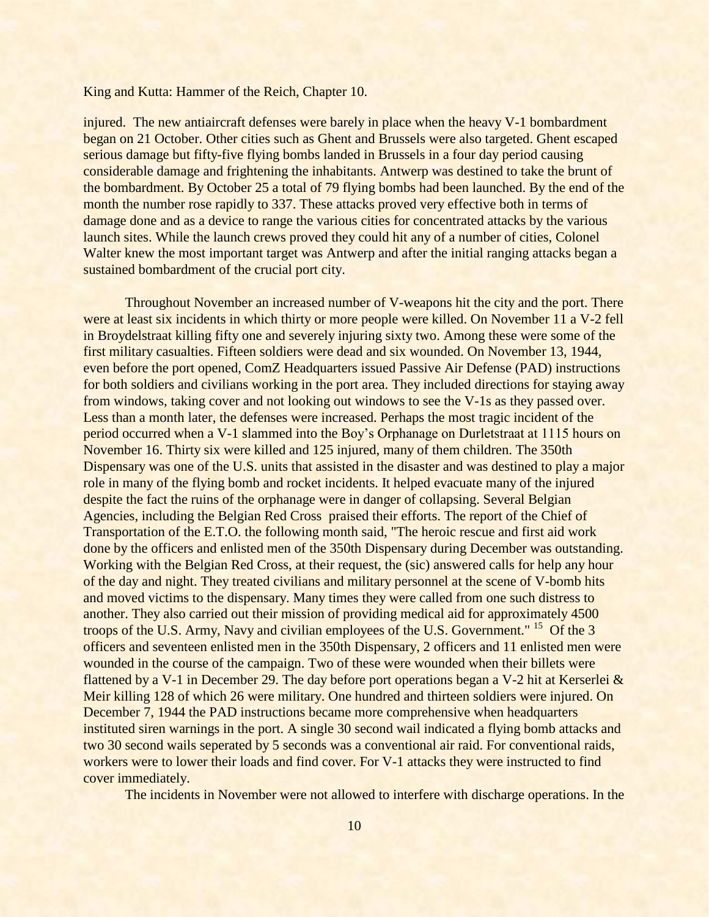injured. The new antiaircraft defenses were barely in place when the heavy V-1 bombardment began on 21 October. Other cities such as Ghent and Brussels were also targeted. Ghent escaped serious damage but fifty-five flying bombs landed in Brussels in a four day period causing considerable damage and frightening the inhabitants. Antwerp was destined to take the brunt of the bombardment. By October 25 a total of 79 flying bombs had been launched. By the end of the month the number rose rapidly to 337. These attacks proved very effective both in terms of damage done and as a device to range the various cities for concentrated attacks by the various launch sites. While the launch crews proved they could hit any of a number of cities, Colonel Walter knew the most important target was Antwerp and after the initial ranging attacks began a sustained bombardment of the crucial port city.

Throughout November an increased number of V-weapons hit the city and the port. There were at least six incidents in which thirty or more people were killed. On November 11 a V-2 fell in Broydelstraat killing fifty one and severely injuring sixty two. Among these were some of the first military casualties. Fifteen soldiers were dead and six wounded. On November 13, 1944, even before the port opened, ComZ Headquarters issued Passive Air Defense (PAD) instructions for both soldiers and civilians working in the port area. They included directions for staying away from windows, taking cover and not looking out windows to see the V-1s as they passed over. Less than a month later, the defenses were increased. Perhaps the most tragic incident of the period occurred when a V-1 slammed into the Boy's Orphanage on Durletstraat at 1115 hours on November 16. Thirty six were killed and 125 injured, many of them children. The 350th Dispensary was one of the U.S. units that assisted in the disaster and was destined to play a major role in many of the flying bomb and rocket incidents. It helped evacuate many of the injured despite the fact the ruins of the orphanage were in danger of collapsing. Several Belgian Agencies, including the Belgian Red Cross praised their efforts. The report of the Chief of Transportation of the E.T.O. the following month said, "The heroic rescue and first aid work done by the officers and enlisted men of the 350th Dispensary during December was outstanding. Working with the Belgian Red Cross, at their request, the (sic) answered calls for help any hour of the day and night. They treated civilians and military personnel at the scene of V-bomb hits and moved victims to the dispensary. Many times they were called from one such distress to another. They also carried out their mission of providing medical aid for approximately 4500 troops of the U.S. Army, Navy and civilian employees of the U.S. Government." [15] Of the 3 officers and seventeen enlisted men in the 350th Dispensary, 2 officers and 11 enlisted men were wounded in the course of the campaign. Two of these were wounded when their billets were flattened by a V-1 in December 29. The day before port operations began a V-2 hit at Kerserlei & Meir killing 128 of which 26 were military. One hundred and thirteen soldiers were injured. On December 7, 1944 the PAD instructions became more comprehensive when headquarters instituted siren warnings in the port. A single 30 second wail indicated a flying bomb attacks and two 30 second wails seperated by 5 seconds was a conventional air raid. For conventional raids, workers were to lower their loads and find cover. For V-1 attacks they were instructed to find cover immediately.

The incidents in November were not allowed to interfere with discharge operations. In the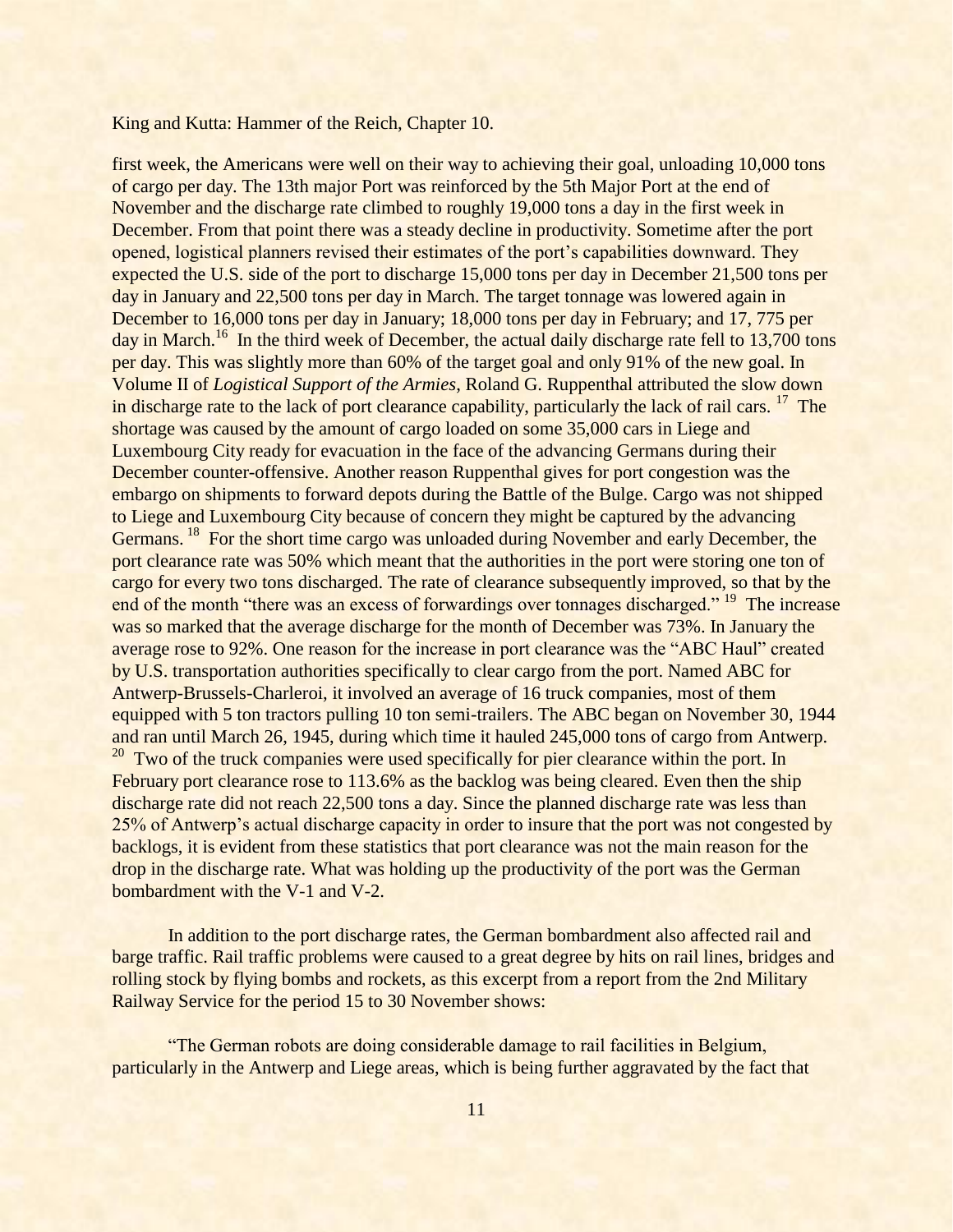first week, the Americans were well on their way to achieving their goal, unloading 10,000 tons of cargo per day. The 13th major Port was reinforced by the 5th Major Port at the end of November and the discharge rate climbed to roughly 19,000 tons a day in the first week in December. From that point there was a steady decline in productivity. Sometime after the port opened, logistical planners revised their estimates of the port's capabilities downward. They expected the U.S. side of the port to discharge 15,000 tons per day in December 21,500 tons per day in January and 22,500 tons per day in March. The target tonnage was lowered again in December to 16,000 tons per day in January; 18,000 tons per day in February; and 17, 775 per day in March.[16] In the third week of December, the actual daily discharge rate fell to 13,700 tons per day. This was slightly more than 60% of the target goal and only 91% of the new goal. In Volume II of *Logistical Support of the Armies*, Roland G. Ruppenthal attributed the slow down in discharge rate to the lack of port clearance capability, particularly the lack of rail cars. [17] The shortage was caused by the amount of cargo loaded on some 35,000 cars in Liege and Luxembourg City ready for evacuation in the face of the advancing Germans during their December counter-offensive. Another reason Ruppenthal gives for port congestion was the embargo on shipments to forward depots during the Battle of the Bulge. Cargo was not shipped to Liege and Luxembourg City because of concern they might be captured by the advancing Germans. [18] For the short time cargo was unloaded during November and early December, the port clearance rate was 50% which meant that the authorities in the port were storing one ton of cargo for every two tons discharged. The rate of clearance subsequently improved, so that by the end of the month "there was an excess of forwardings over tonnages discharged." [19] The increase was so marked that the average discharge for the month of December was 73%. In January the average rose to 92%. One reason for the increase in port clearance was the "ABC Haul" created by U.S. transportation authorities specifically to clear cargo from the port. Named ABC for Antwerp-Brussels-Charleroi, it involved an average of 16 truck companies, most of them equipped with 5 ton tractors pulling 10 ton semi-trailers. The ABC began on November 30, 1944 and ran until March 26, 1945, during which time it hauled 245,000 tons of cargo from Antwerp. [20] Two of the truck companies were used specifically for pier clearance within the port. In February port clearance rose to 113.6% as the backlog was being cleared. Even then the ship discharge rate did not reach 22,500 tons a day. Since the planned discharge rate was less than 25% of Antwerp's actual discharge capacity in order to insure that the port was not congested by backlogs, it is evident from these statistics that port clearance was not the main reason for the drop in the discharge rate. What was holding up the productivity of the port was the German bombardment with the V-1 and V-2.

In addition to the port discharge rates, the German bombardment also affected rail and barge traffic. Rail traffic problems were caused to a great degree by hits on rail lines, bridges and rolling stock by flying bombs and rockets, as this excerpt from a report from the 2nd Military Railway Service for the period 15 to 30 November shows:

"The German robots are doing considerable damage to rail facilities in Belgium, particularly in the Antwerp and Liege areas, which is being further aggravated by the fact that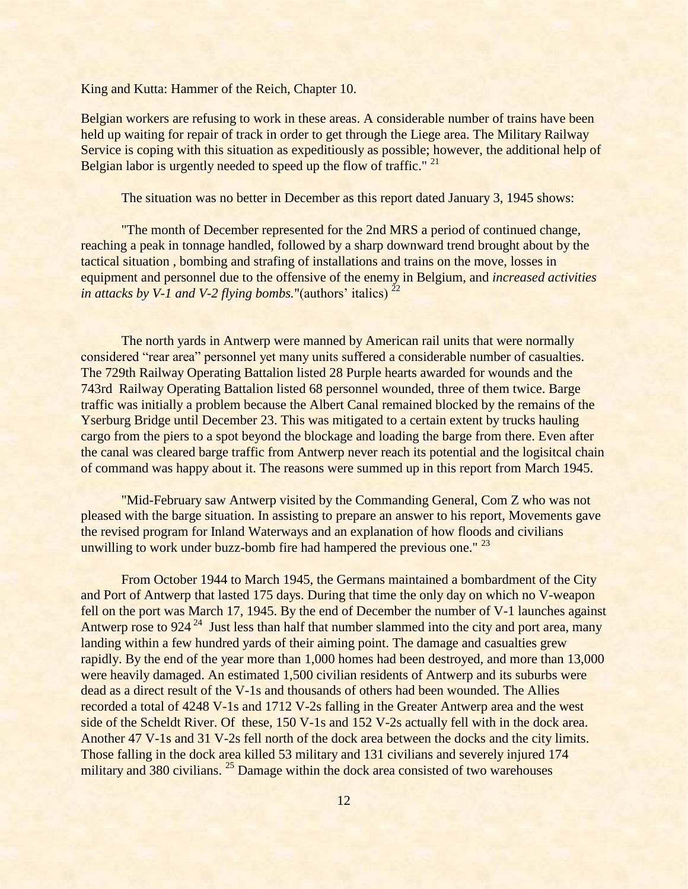Belgian workers are refusing to work in these areas. A considerable number of trains have been held up waiting for repair of track in order to get through the Liege area. The Military Railway Service is coping with this situation as expeditiously as possible; however, the additional help of Belgian labor is urgently needed to speed up the flow of traffic." [21]

The situation was no better in December as this report dated January 3, 1945 shows:

"The month of December represented for the 2nd MRS a period of continued change, reaching a peak in tonnage handled, followed by a sharp downward trend brought about by the tactical situation , bombing and strafing of installations and trains on the move, losses in equipment and personnel due to the offensive of the enemy in Belgium, and *increased activities in attacks by V-1 and V-2 flying bombs.*"(authors' italics) [22]

The north yards in Antwerp were manned by American rail units that were normally considered "rear area" personnel yet many units suffered a considerable number of casualties. The 729th Railway Operating Battalion listed 28 Purple hearts awarded for wounds and the 743rd Railway Operating Battalion listed 68 personnel wounded, three of them twice. Barge traffic was initially a problem because the Albert Canal remained blocked by the remains of the Yserburg Bridge until December 23. This was mitigated to a certain extent by trucks hauling cargo from the piers to a spot beyond the blockage and loading the barge from there. Even after the canal was cleared barge traffic from Antwerp never reach its potential and the logisitcal chain of command was happy about it. The reasons were summed up in this report from March 1945.

"Mid-February saw Antwerp visited by the Commanding General, Com Z who was not pleased with the barge situation. In assisting to prepare an answer to his report, Movements gave the revised program for Inland Waterways and an explanation of how floods and civilians unwilling to work under buzz-bomb fire had hampered the previous one." [23]

From October 1944 to March 1945, the Germans maintained a bombardment of the City and Port of Antwerp that lasted 175 days. During that time the only day on which no V-weapon fell on the port was March 17, 1945. By the end of December the number of V-1 launches against Antwerp rose to 924 [24] Just less than half that number slammed into the city and port area, many landing within a few hundred yards of their aiming point. The damage and casualties grew rapidly. By the end of the year more than 1,000 homes had been destroyed, and more than 13,000 were heavily damaged. An estimated 1,500 civilian residents of Antwerp and its suburbs were dead as a direct result of the V-1s and thousands of others had been wounded. The Allies recorded a total of 4248 V-1s and 1712 V-2s falling in the Greater Antwerp area and the west side of the Scheldt River. Of these, 150 V-1s and 152 V-2s actually fell with in the dock area. Another 47 V-1s and 31 V-2s fell north of the dock area between the docks and the city limits. Those falling in the dock area killed 53 military and 131 civilians and severely injured 174 military and 380 civilians. [25] Damage within the dock area consisted of two warehouses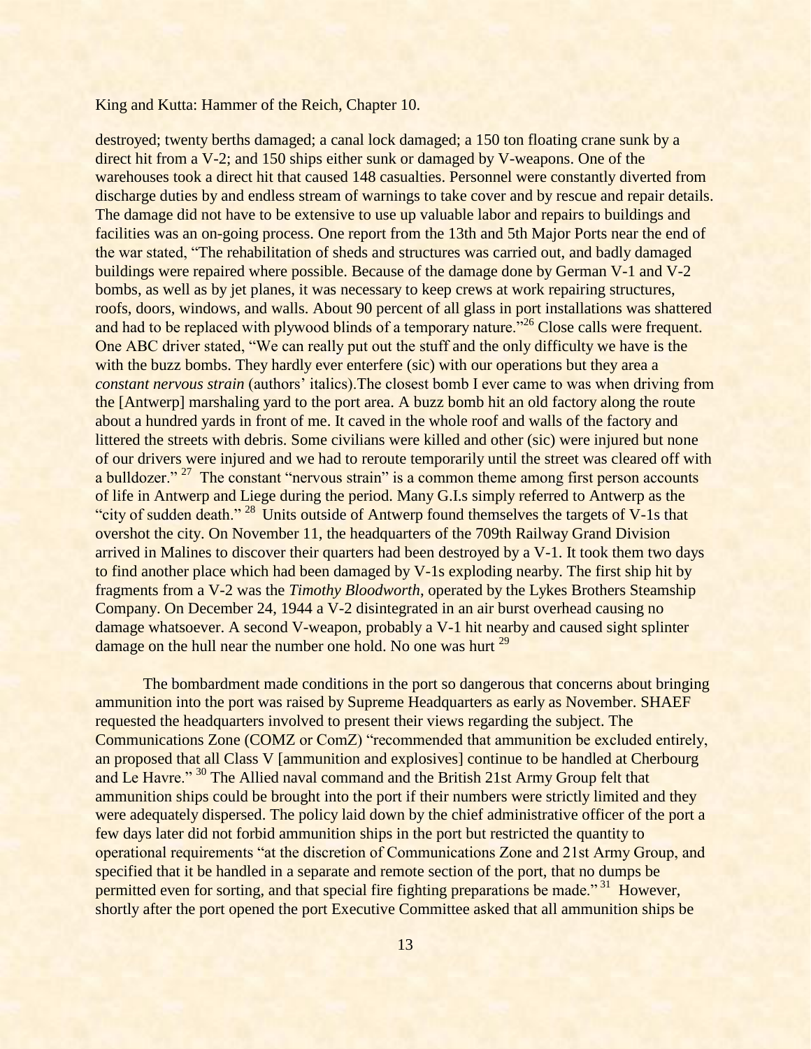destroyed; twenty berths damaged; a canal lock damaged; a 150 ton floating crane sunk by a direct hit from a V-2; and 150 ships either sunk or damaged by V-weapons. One of the warehouses took a direct hit that caused 148 casualties. Personnel were constantly diverted from discharge duties by and endless stream of warnings to take cover and by rescue and repair details. The damage did not have to be extensive to use up valuable labor and repairs to buildings and facilities was an on-going process. One report from the 13th and 5th Major Ports near the end of the war stated, "The rehabilitation of sheds and structures was carried out, and badly damaged buildings were repaired where possible. Because of the damage done by German V-1 and V-2 bombs, as well as by jet planes, it was necessary to keep crews at work repairing structures, roofs, doors, windows, and walls. About 90 percent of all glass in port installations was shattered and had to be replaced with plywood blinds of a temporary nature."[26] Close calls were frequent. One ABC driver stated, "We can really put out the stuff and the only difficulty we have is the with the buzz bombs. They hardly ever enterfere (sic) with our operations but they area a *constant nervous strain* (authors' italics).The closest bomb I ever came to was when driving from the [Antwerp] marshaling yard to the port area. A buzz bomb hit an old factory along the route about a hundred yards in front of me. It caved in the whole roof and walls of the factory and littered the streets with debris. Some civilians were killed and other (sic) were injured but none of our drivers were injured and we had to reroute temporarily until the street was cleared off with a bulldozer." [27] The constant "nervous strain" is a common theme among first person accounts of life in Antwerp and Liege during the period. Many G.I.s simply referred to Antwerp as the "city of sudden death." [28] Units outside of Antwerp found themselves the targets of V-1s that overshot the city. On November 11, the headquarters of the 709th Railway Grand Division arrived in Malines to discover their quarters had been destroyed by a V-1. It took them two days to find another place which had been damaged by V-1s exploding nearby. The first ship hit by fragments from a V-2 was the *Timothy Bloodworth*, operated by the Lykes Brothers Steamship Company. On December 24, 1944 a V-2 disintegrated in an air burst overhead causing no damage whatsoever. A second V-weapon, probably a V-1 hit nearby and caused sight splinter damage on the hull near the number one hold. No one was hurt [29]

The bombardment made conditions in the port so dangerous that concerns about bringing ammunition into the port was raised by Supreme Headquarters as early as November. SHAEF requested the headquarters involved to present their views regarding the subject. The Communications Zone (COMZ or ComZ) "recommended that ammunition be excluded entirely, an proposed that all Class V [ammunition and explosives] continue to be handled at Cherbourg and Le Havre." [30] The Allied naval command and the British 21st Army Group felt that ammunition ships could be brought into the port if their numbers were strictly limited and they were adequately dispersed. The policy laid down by the chief administrative officer of the port a few days later did not forbid ammunition ships in the port but restricted the quantity to operational requirements "at the discretion of Communications Zone and 21st Army Group, and specified that it be handled in a separate and remote section of the port, that no dumps be permitted even for sorting, and that special fire fighting preparations be made." [31] However, shortly after the port opened the port Executive Committee asked that all ammunition ships be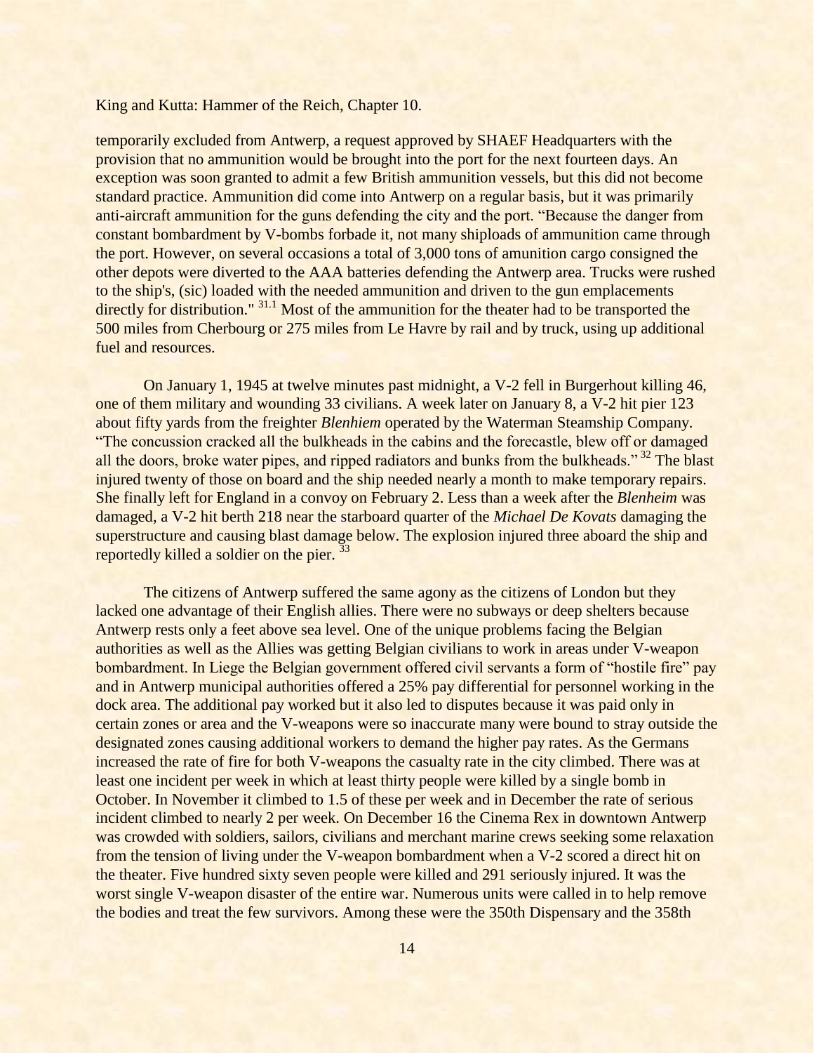temporarily excluded from Antwerp, a request approved by SHAEF Headquarters with the provision that no ammunition would be brought into the port for the next fourteen days. An exception was soon granted to admit a few British ammunition vessels, but this did not become standard practice. Ammunition did come into Antwerp on a regular basis, but it was primarily anti-aircraft ammunition for the guns defending the city and the port. "Because the danger from constant bombardment by V-bombs forbade it, not many shiploads of ammunition came through the port. However, on several occasions a total of 3,000 tons of amunition cargo consigned the other depots were diverted to the AAA batteries defending the Antwerp area. Trucks were rushed to the ship's, (sic) loaded with the needed ammunition and driven to the gun emplacements directly for distribution." [31.1] Most of the ammunition for the theater had to be transported the 500 miles from Cherbourg or 275 miles from Le Havre by rail and by truck, using up additional fuel and resources.

On January 1, 1945 at twelve minutes past midnight, a V-2 fell in Burgerhout killing 46, one of them military and wounding 33 civilians. A week later on January 8, a V-2 hit pier 123 about fifty yards from the freighter *Blenhiem* operated by the Waterman Steamship Company. "The concussion cracked all the bulkheads in the cabins and the forecastle, blew off or damaged all the doors, broke water pipes, and ripped radiators and bunks from the bulkheads." [32] The blast injured twenty of those on board and the ship needed nearly a month to make temporary repairs. She finally left for England in a convoy on February 2. Less than a week after the *Blenheim* was damaged, a V-2 hit berth 218 near the starboard quarter of the *Michael De Kovats* damaging the superstructure and causing blast damage below. The explosion injured three aboard the ship and reportedly killed a soldier on the pier. [33]

The citizens of Antwerp suffered the same agony as the citizens of London but they lacked one advantage of their English allies. There were no subways or deep shelters because Antwerp rests only a feet above sea level. One of the unique problems facing the Belgian authorities as well as the Allies was getting Belgian civilians to work in areas under V-weapon bombardment. In Liege the Belgian government offered civil servants a form of "hostile fire" pay and in Antwerp municipal authorities offered a 25% pay differential for personnel working in the dock area. The additional pay worked but it also led to disputes because it was paid only in certain zones or area and the V-weapons were so inaccurate many were bound to stray outside the designated zones causing additional workers to demand the higher pay rates. As the Germans increased the rate of fire for both V-weapons the casualty rate in the city climbed. There was at least one incident per week in which at least thirty people were killed by a single bomb in October. In November it climbed to 1.5 of these per week and in December the rate of serious incident climbed to nearly 2 per week. On December 16 the Cinema Rex in downtown Antwerp was crowded with soldiers, sailors, civilians and merchant marine crews seeking some relaxation from the tension of living under the V-weapon bombardment when a V-2 scored a direct hit on the theater. Five hundred sixty seven people were killed and 291 seriously injured. It was the worst single V-weapon disaster of the entire war. Numerous units were called in to help remove the bodies and treat the few survivors. Among these were the 350th Dispensary and the 358th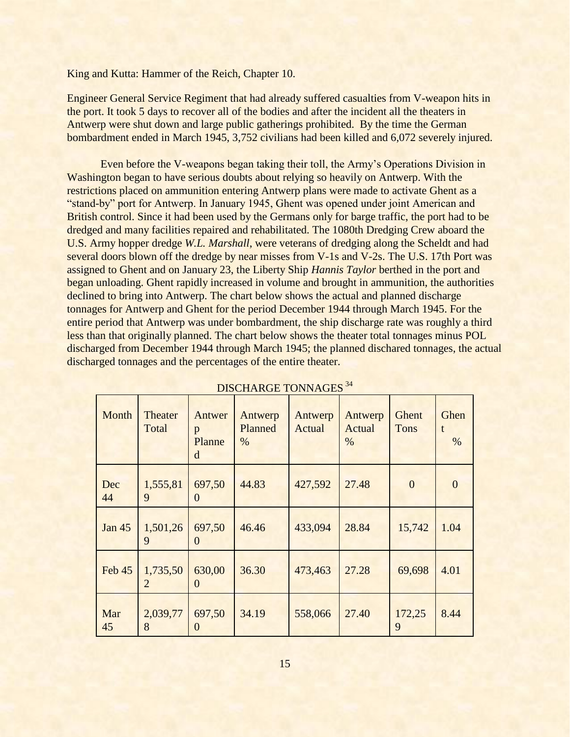King and Kutta: Hammer of the Reich, Chapter 10.

Engineer General Service Regiment that had already suffered casualties from V-weapon hits in the port. It took 5 days to recover all of the bodies and after the incident all the theaters in Antwerp were shut down and large public gatherings prohibited. By the time the German bombardment ended in March 1945, 3,752 civilians had been killed and 6,072 severely injured.

Even before the V-weapons began taking their toll, the Army's Operations Division in Washington began to have serious doubts about relying so heavily on Antwerp. With the restrictions placed on ammunition entering Antwerp plans were made to activate Ghent as a "stand-by" port for Antwerp. In January 1945, Ghent was opened under joint American and British control. Since it had been used by the Germans only for barge traffic, the port had to be dredged and many facilities repaired and rehabilitated. The 1080th Dredging Crew aboard the U.S. Army hopper dredge *W.L. Marshall*, were veterans of dredging along the Scheldt and had several doors blown off the dredge by near misses from V-1s and V-2s. The U.S. 17th Port was assigned to Ghent and on January 23, the Liberty Ship *Hannis Taylor* berthed in the port and began unloading. Ghent rapidly increased in volume and brought in ammunition, the authorities declined to bring into Antwerp. The chart below shows the actual and planned discharge tonnages for Antwerp and Ghent for the period December 1944 through March 1945. For the entire period that Antwerp was under bombardment, the ship discharge rate was roughly a third less than that originally planned. The chart below shows the theater total tonnages minus POL discharged from December 1944 through March 1945; the planned dischared tonnages, the actual discharged tonnages and the percentages of the entire theater.

DISCHARGE TONNAGES [34]

| Month | Theater Total | Antwerp Planned | Antwerp Planned % | Antwerp Actual | Antwerp Actual % | Ghent Tons | Ghent % |
|---|---|---|---|---|---|---|---|
| Dec 44 | 1,555,819 | 697,500 | 44.83 | 427,592 | 27.48 | 0 | 0 |
| Jan 45 | 1,501,269 | 697,500 | 46.46 | 433,094 | 28.84 | 15,742 | 1.04 |
| Feb 45 | 1,735,502 | 630,000 | 36.30 | 473,463 | 27.28 | 69,698 | 4.01 |
| Mar 45 | 2,039,778 | 697,500 | 34.19 | 558,066 | 27.40 | 172,259 | 8.44 |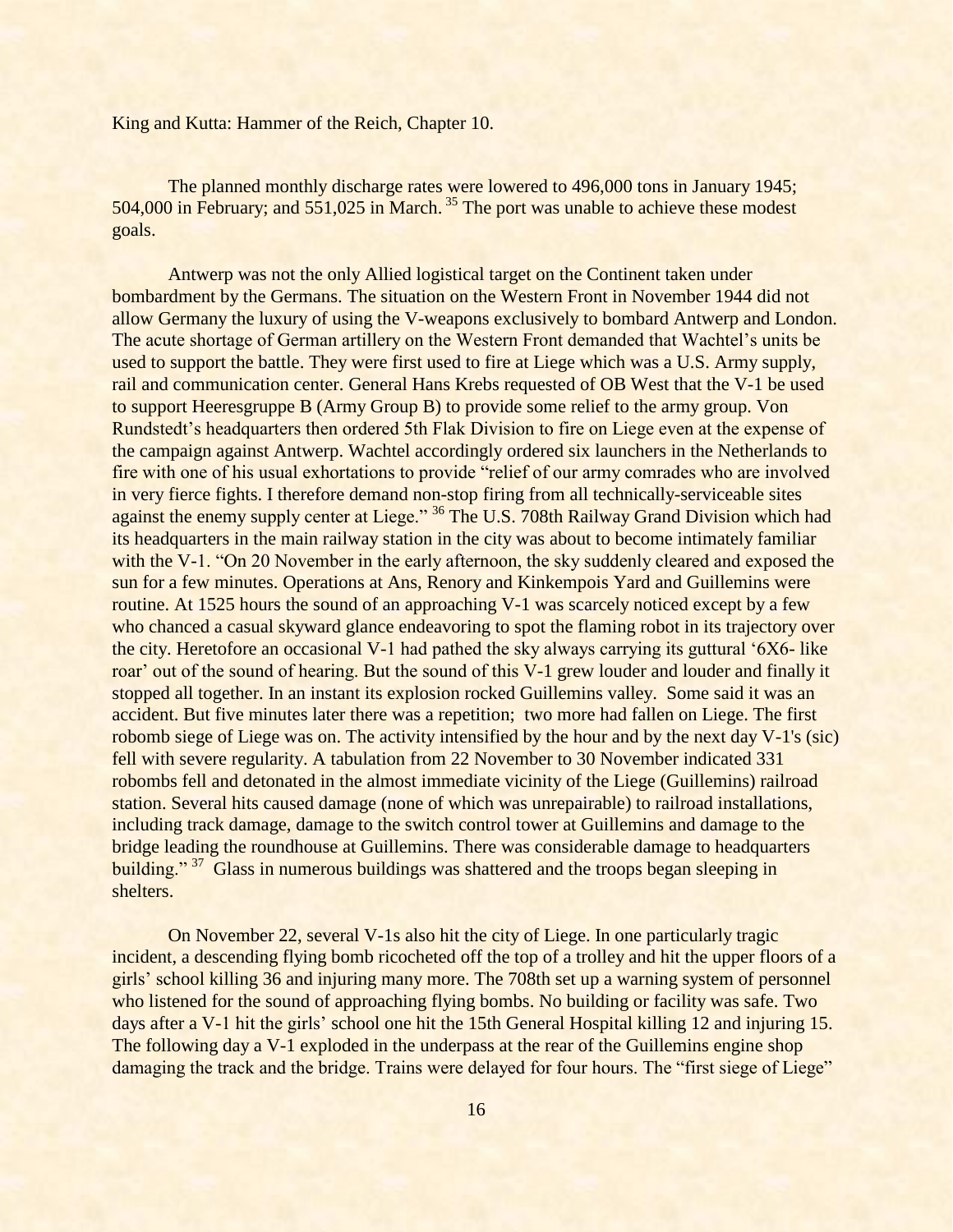King and Kutta: Hammer of the Reich, Chapter 10.

The planned monthly discharge rates were lowered to 496,000 tons in January 1945; 504,000 in February; and 551,025 in March.[35] The port was unable to achieve these modest goals.

Antwerp was not the only Allied logistical target on the Continent taken under bombardment by the Germans. The situation on the Western Front in November 1944 did not allow Germany the luxury of using the V-weapons exclusively to bombard Antwerp and London. The acute shortage of German artillery on the Western Front demanded that Wachtel's units be used to support the battle. They were first used to fire at Liege which was a U.S. Army supply, rail and communication center. General Hans Krebs requested of OB West that the V-1 be used to support Heeresgruppe B (Army Group B) to provide some relief to the army group. Von Rundstedt's headquarters then ordered 5th Flak Division to fire on Liege even at the expense of the campaign against Antwerp. Wachtel accordingly ordered six launchers in the Netherlands to fire with one of his usual exhortations to provide "relief of our army comrades who are involved in very fierce fights. I therefore demand non-stop firing from all technically-serviceable sites against the enemy supply center at Liege."[36] The U.S. 708th Railway Grand Division which had its headquarters in the main railway station in the city was about to become intimately familiar with the V-1. "On 20 November in the early afternoon, the sky suddenly cleared and exposed the sun for a few minutes. Operations at Ans, Renory and Kinkempois Yard and Guillemins were routine. At 1525 hours the sound of an approaching V-1 was scarcely noticed except by a few who chanced a casual skyward glance endeavoring to spot the flaming robot in its trajectory over the city. Heretofore an occasional V-1 had pathed the sky always carrying its guttural '6X6- like roar' out of the sound of hearing. But the sound of this V-1 grew louder and louder and finally it stopped all together. In an instant its explosion rocked Guillemins valley. Some said it was an accident. But five minutes later there was a repetition; two more had fallen on Liege. The first robomb siege of Liege was on. The activity intensified by the hour and by the next day V-1's (sic) fell with severe regularity. A tabulation from 22 November to 30 November indicated 331 robombs fell and detonated in the almost immediate vicinity of the Liege (Guillemins) railroad station. Several hits caused damage (none of which was unrepairable) to railroad installations, including track damage, damage to the switch control tower at Guillemins and damage to the bridge leading the roundhouse at Guillemins. There was considerable damage to headquarters building."[37] Glass in numerous buildings was shattered and the troops began sleeping in shelters.

On November 22, several V-1s also hit the city of Liege. In one particularly tragic incident, a descending flying bomb ricocheted off the top of a trolley and hit the upper floors of a girls' school killing 36 and injuring many more. The 708th set up a warning system of personnel who listened for the sound of approaching flying bombs. No building or facility was safe. Two days after a V-1 hit the girls' school one hit the 15th General Hospital killing 12 and injuring 15. The following day a V-1 exploded in the underpass at the rear of the Guillemins engine shop damaging the track and the bridge. Trains were delayed for four hours. The "first siege of Liege"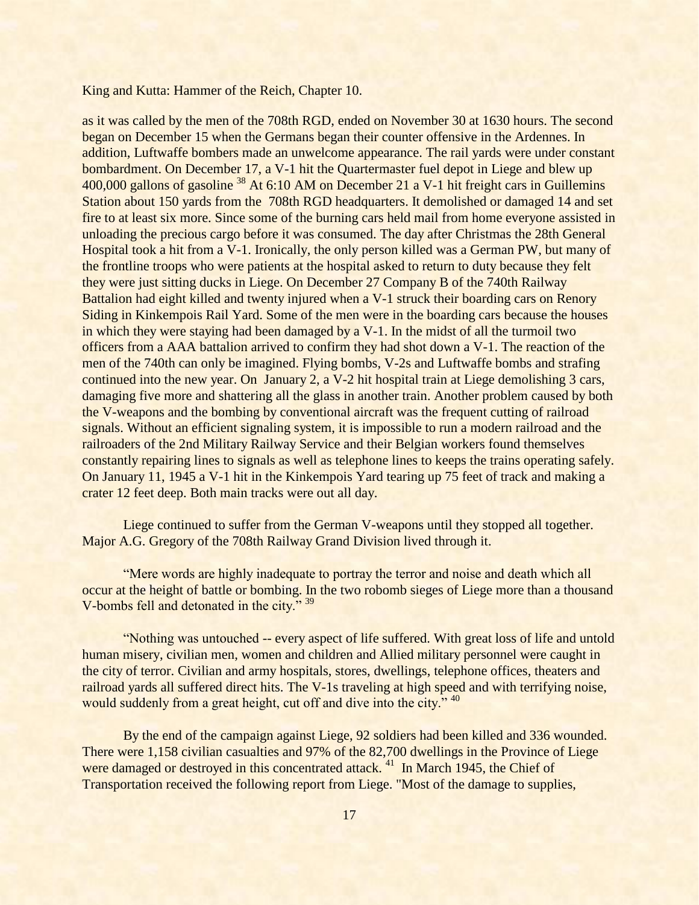as it was called by the men of the 708th RGD, ended on November 30 at 1630 hours. The second began on December 15 when the Germans began their counter offensive in the Ardennes. In addition, Luftwaffe bombers made an unwelcome appearance. The rail yards were under constant bombardment. On December 17, a V-1 hit the Quartermaster fuel depot in Liege and blew up 400,000 gallons of gasoline [38] At 6:10 AM on December 21 a V-1 hit freight cars in Guillemins Station about 150 yards from the 708th RGD headquarters. It demolished or damaged 14 and set fire to at least six more. Since some of the burning cars held mail from home everyone assisted in unloading the precious cargo before it was consumed. The day after Christmas the 28th General Hospital took a hit from a V-1. Ironically, the only person killed was a German PW, but many of the frontline troops who were patients at the hospital asked to return to duty because they felt they were just sitting ducks in Liege. On December 27 Company B of the 740th Railway Battalion had eight killed and twenty injured when a V-1 struck their boarding cars on Renory Siding in Kinkempois Rail Yard. Some of the men were in the boarding cars because the houses in which they were staying had been damaged by a V-1. In the midst of all the turmoil two officers from a AAA battalion arrived to confirm they had shot down a V-1. The reaction of the men of the 740th can only be imagined. Flying bombs, V-2s and Luftwaffe bombs and strafing continued into the new year. On January 2, a V-2 hit hospital train at Liege demolishing 3 cars, damaging five more and shattering all the glass in another train. Another problem caused by both the V-weapons and the bombing by conventional aircraft was the frequent cutting of railroad signals. Without an efficient signaling system, it is impossible to run a modern railroad and the railroaders of the 2nd Military Railway Service and their Belgian workers found themselves constantly repairing lines to signals as well as telephone lines to keeps the trains operating safely. On January 11, 1945 a V-1 hit in the Kinkempois Yard tearing up 75 feet of track and making a crater 12 feet deep. Both main tracks were out all day.

Liege continued to suffer from the German V-weapons until they stopped all together. Major A.G. Gregory of the 708th Railway Grand Division lived through it.

"Mere words are highly inadequate to portray the terror and noise and death which all occur at the height of battle or bombing. In the two robomb sieges of Liege more than a thousand V-bombs fell and detonated in the city." [39]

"Nothing was untouched -- every aspect of life suffered. With great loss of life and untold human misery, civilian men, women and children and Allied military personnel were caught in the city of terror. Civilian and army hospitals, stores, dwellings, telephone offices, theaters and railroad yards all suffered direct hits. The V-1s traveling at high speed and with terrifying noise, would suddenly from a great height, cut off and dive into the city." [40]

By the end of the campaign against Liege, 92 soldiers had been killed and 336 wounded. There were 1,158 civilian casualties and 97% of the 82,700 dwellings in the Province of Liege were damaged or destroyed in this concentrated attack. [41] In March 1945, the Chief of Transportation received the following report from Liege. "Most of the damage to supplies,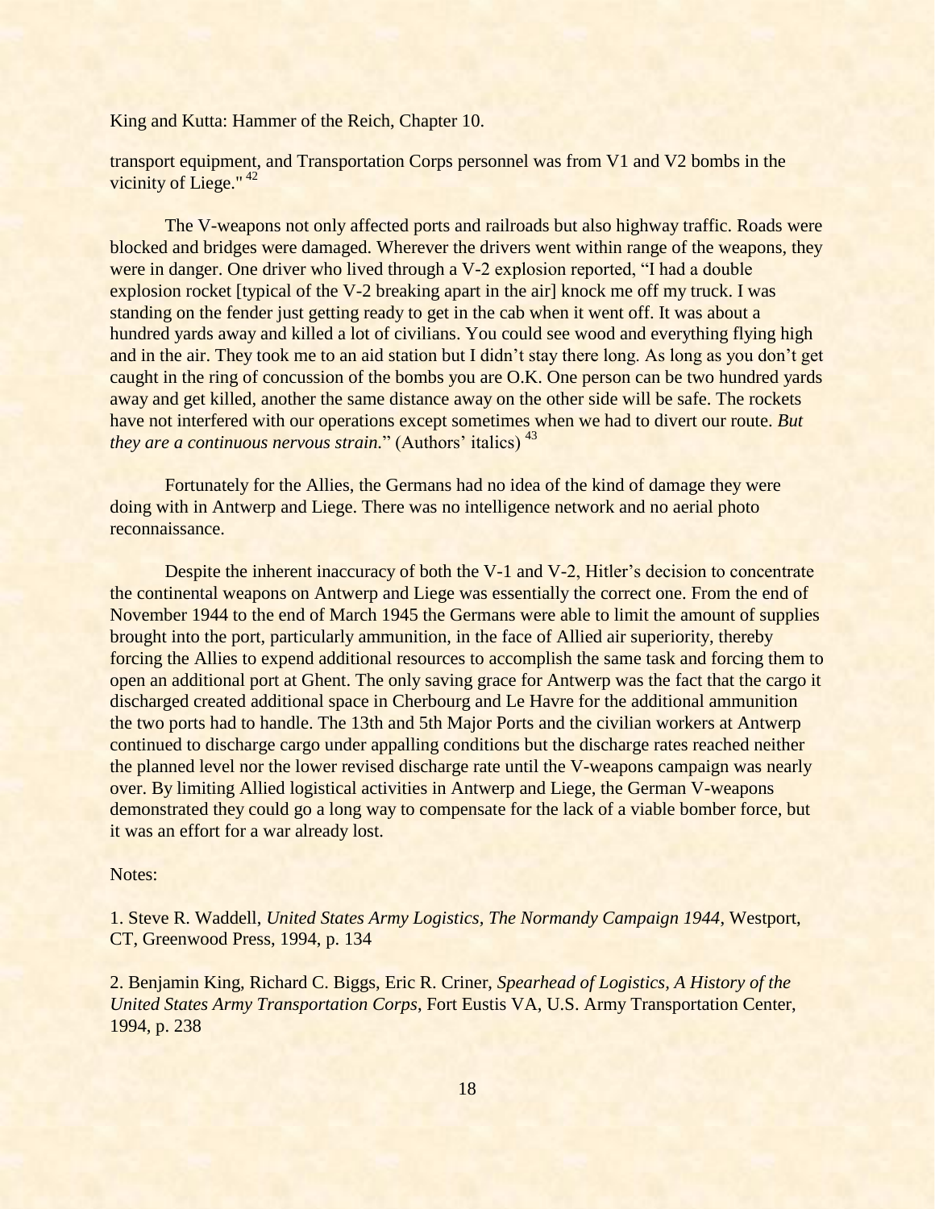transport equipment, and Transportation Corps personnel was from V1 and V2 bombs in the vicinity of Liege." [42]

The V-weapons not only affected ports and railroads but also highway traffic. Roads were blocked and bridges were damaged. Wherever the drivers went within range of the weapons, they were in danger. One driver who lived through a V-2 explosion reported, "I had a double explosion rocket [typical of the V-2 breaking apart in the air] knock me off my truck. I was standing on the fender just getting ready to get in the cab when it went off. It was about a hundred yards away and killed a lot of civilians. You could see wood and everything flying high and in the air. They took me to an aid station but I didn't stay there long. As long as you don't get caught in the ring of concussion of the bombs you are O.K. One person can be two hundred yards away and get killed, another the same distance away on the other side will be safe. The rockets have not interfered with our operations except sometimes when we had to divert our route. *But they are a continuous nervous strain.*" (Authors' italics) [43]

Fortunately for the Allies, the Germans had no idea of the kind of damage they were doing with in Antwerp and Liege. There was no intelligence network and no aerial photo reconnaissance.

Despite the inherent inaccuracy of both the V-1 and V-2, Hitler's decision to concentrate the continental weapons on Antwerp and Liege was essentially the correct one. From the end of November 1944 to the end of March 1945 the Germans were able to limit the amount of supplies brought into the port, particularly ammunition, in the face of Allied air superiority, thereby forcing the Allies to expend additional resources to accomplish the same task and forcing them to open an additional port at Ghent. The only saving grace for Antwerp was the fact that the cargo it discharged created additional space in Cherbourg and Le Havre for the additional ammunition the two ports had to handle. The 13th and 5th Major Ports and the civilian workers at Antwerp continued to discharge cargo under appalling conditions but the discharge rates reached neither the planned level nor the lower revised discharge rate until the V-weapons campaign was nearly over. By limiting Allied logistical activities in Antwerp and Liege, the German V-weapons demonstrated they could go a long way to compensate for the lack of a viable bomber force, but it was an effort for a war already lost.

Notes:

1. Steve R. Waddell, *United States Army Logistics, The Normandy Campaign 1944*, Westport, CT, Greenwood Press, 1994, p. 134

2. Benjamin King, Richard C. Biggs, Eric R. Criner, *Spearhead of Logistics, A History of the United States Army Transportation Corps*, Fort Eustis VA, U.S. Army Transportation Center, 1994, p. 238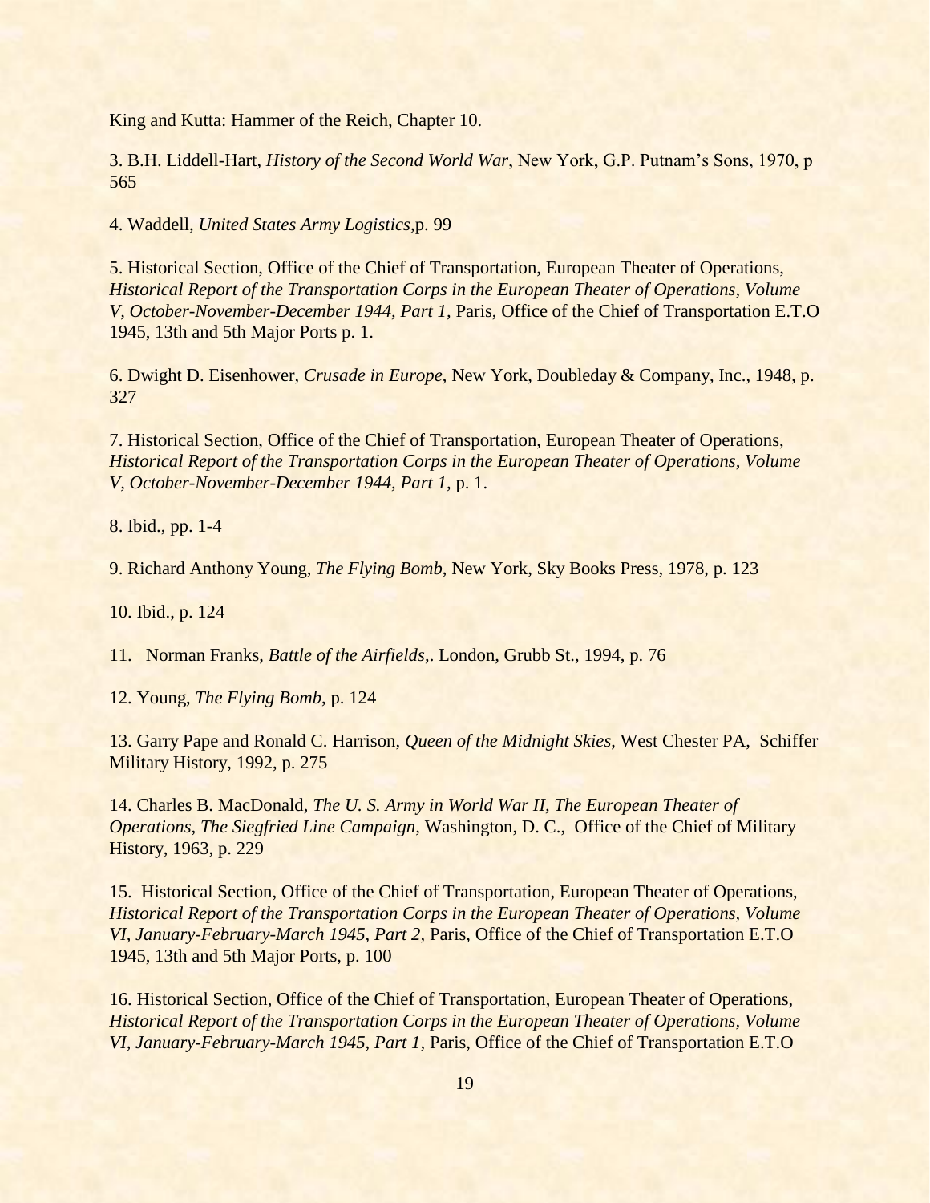King and Kutta: Hammer of the Reich, Chapter 10.

3. B.H. Liddell-Hart, *History of the Second World War*, New York, G.P. Putnam's Sons, 1970, p 565

4. Waddell, *United States Army Logistics*,p. 99

5. Historical Section, Office of the Chief of Transportation, European Theater of Operations, *Historical Report of the Transportation Corps in the European Theater of Operations, Volume V, October-November-December 1944, Part 1,* Paris, Office of the Chief of Transportation E.T.O 1945, 13th and 5th Major Ports p. 1.

6. Dwight D. Eisenhower, *Crusade in Europe*, New York, Doubleday & Company, Inc., 1948, p. 327

7. Historical Section, Office of the Chief of Transportation, European Theater of Operations, *Historical Report of the Transportation Corps in the European Theater of Operations, Volume V, October-November-December 1944, Part 1,* p. 1.

8. Ibid., pp. 1-4

9. Richard Anthony Young, *The Flying Bomb*, New York, Sky Books Press, 1978, p. 123

10. Ibid., p. 124

11. Norman Franks, *Battle of the Airfields*,. London, Grubb St., 1994, p. 76

12. Young, *The Flying Bomb*, p. 124

13. Garry Pape and Ronald C. Harrison, *Queen of the Midnight Skies*, West Chester PA, Schiffer Military History, 1992, p. 275

14. Charles B. MacDonald, *The U. S. Army in World War II, The European Theater of Operations, The Siegfried Line Campaign,* Washington, D. C., Office of the Chief of Military History, 1963, p. 229

15. Historical Section, Office of the Chief of Transportation, European Theater of Operations, *Historical Report of the Transportation Corps in the European Theater of Operations, Volume VI, January-February-March 1945, Part 2,* Paris, Office of the Chief of Transportation E.T.O 1945, 13th and 5th Major Ports, p. 100

16. Historical Section, Office of the Chief of Transportation, European Theater of Operations, *Historical Report of the Transportation Corps in the European Theater of Operations, Volume VI, January-February-March 1945, Part 1,* Paris, Office of the Chief of Transportation E.T.O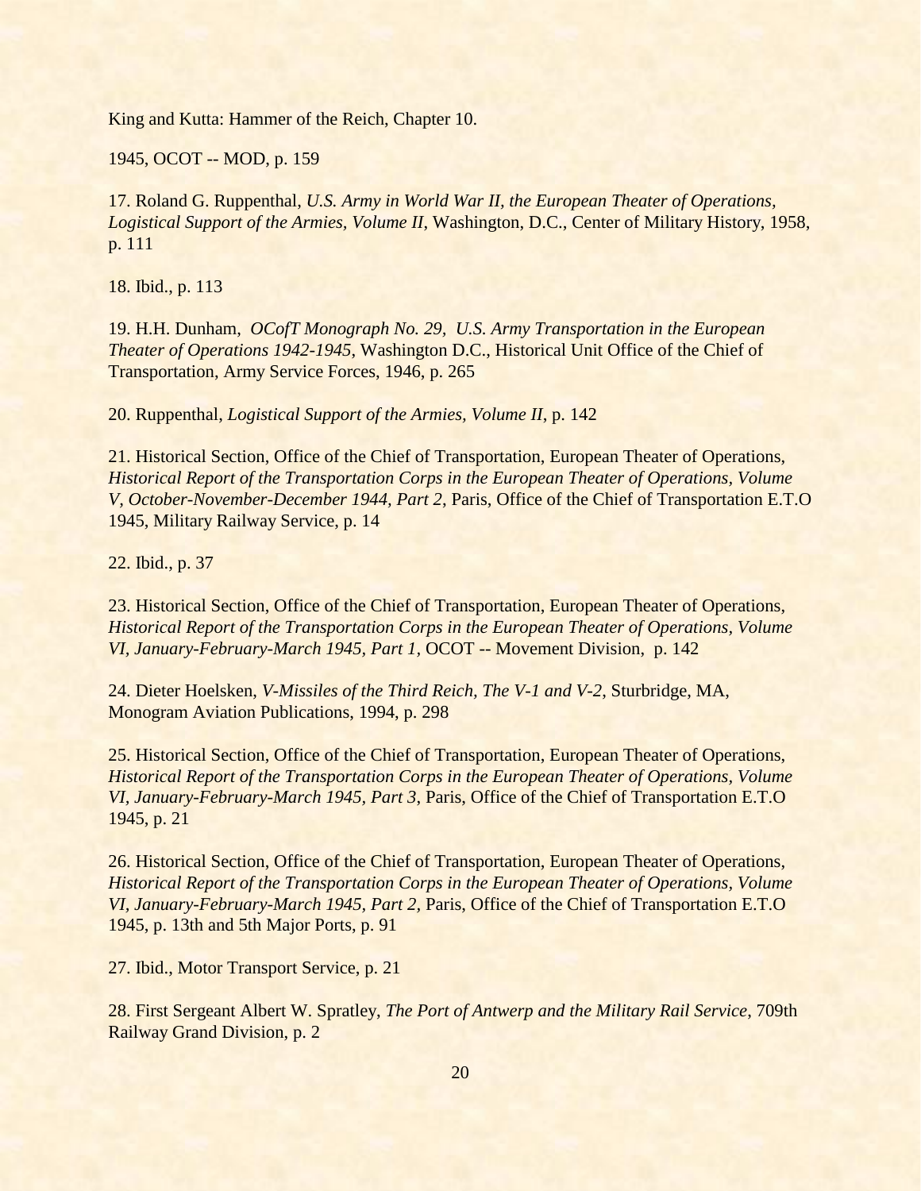King and Kutta: Hammer of the Reich, Chapter 10.

1945, OCOT -- MOD, p. 159

17. Roland G. Ruppenthal, *U.S. Army in World War II, the European Theater of Operations, Logistical Support of the Armies, Volume II*, Washington, D.C., Center of Military History, 1958, p. 111

18. Ibid., p. 113

19. H.H. Dunham, *OCofT Monograph No. 29, U.S. Army Transportation in the European Theater of Operations 1942-1945*, Washington D.C., Historical Unit Office of the Chief of Transportation, Army Service Forces, 1946, p. 265

20. Ruppenthal, *Logistical Support of the Armies, Volume II,* p. 142

21. Historical Section, Office of the Chief of Transportation, European Theater of Operations, *Historical Report of the Transportation Corps in the European Theater of Operations, Volume V, October-November-December 1944, Part 2*, Paris, Office of the Chief of Transportation E.T.O 1945, Military Railway Service, p. 14

22. Ibid., p. 37

23. Historical Section, Office of the Chief of Transportation, European Theater of Operations, *Historical Report of the Transportation Corps in the European Theater of Operations, Volume VI, January-February-March 1945, Part 1*, OCOT -- Movement Division, p. 142

24. Dieter Hoelsken, *V-Missiles of the Third Reich, The V-1 and V-2,* Sturbridge, MA, Monogram Aviation Publications, 1994, p. 298

25. Historical Section, Office of the Chief of Transportation, European Theater of Operations, *Historical Report of the Transportation Corps in the European Theater of Operations, Volume VI, January-February-March 1945, Part 3*, Paris, Office of the Chief of Transportation E.T.O 1945, p. 21

26. Historical Section, Office of the Chief of Transportation, European Theater of Operations, *Historical Report of the Transportation Corps in the European Theater of Operations, Volume VI, January-February-March 1945, Part 2,* Paris, Office of the Chief of Transportation E.T.O 1945, p. 13th and 5th Major Ports, p. 91

27. Ibid., Motor Transport Service, p. 21

28. First Sergeant Albert W. Spratley, *The Port of Antwerp and the Military Rail Service*, 709th Railway Grand Division, p. 2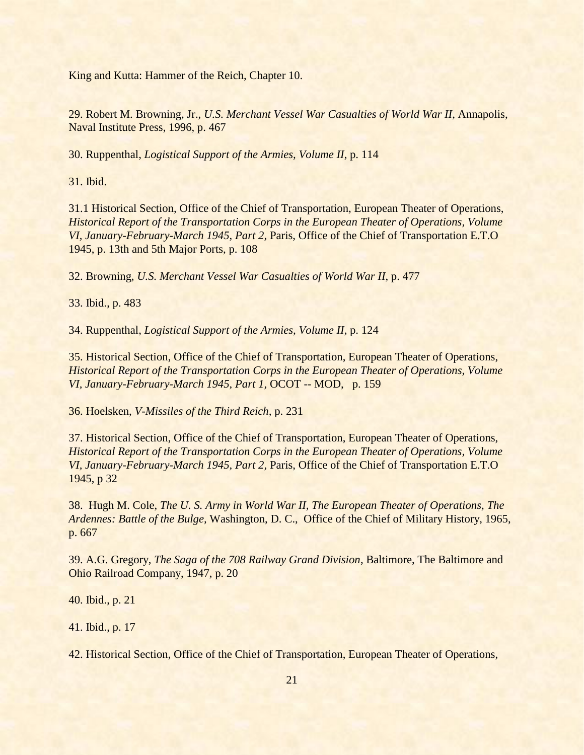King and Kutta: Hammer of the Reich, Chapter 10.

29. Robert M. Browning, Jr., *U.S. Merchant Vessel War Casualties of World War II*, Annapolis, Naval Institute Press, 1996, p. 467

30. Ruppenthal, *Logistical Support of the Armies, Volume II,* p. 114

31. Ibid.

31.1 Historical Section, Office of the Chief of Transportation, European Theater of Operations, *Historical Report of the Transportation Corps in the European Theater of Operations, Volume VI, January-February-March 1945, Part 2,* Paris, Office of the Chief of Transportation E.T.O 1945, p. 13th and 5th Major Ports, p. 108

32. Browning, *U.S. Merchant Vessel War Casualties of World War II*, p. 477

33. Ibid., p. 483

34. Ruppenthal, *Logistical Support of the Armies, Volume II,* p. 124

35. Historical Section, Office of the Chief of Transportation, European Theater of Operations, *Historical Report of the Transportation Corps in the European Theater of Operations, Volume VI, January-February-March 1945, Part 1,* OCOT -- MOD, p. 159

36. Hoelsken, *V-Missiles of the Third Reich,* p. 231

37. Historical Section, Office of the Chief of Transportation, European Theater of Operations, *Historical Report of the Transportation Corps in the European Theater of Operations, Volume VI, January-February-March 1945, Part 2,* Paris, Office of the Chief of Transportation E.T.O 1945, p 32

38. Hugh M. Cole, *The U. S. Army in World War II, The European Theater of Operations, The Ardennes: Battle of the Bulge,* Washington, D. C., Office of the Chief of Military History, 1965, p. 667

39. A.G. Gregory, *The Saga of the 708 Railway Grand Division*, Baltimore, The Baltimore and Ohio Railroad Company, 1947, p. 20

40. Ibid., p. 21

41. Ibid., p. 17

42. Historical Section, Office of the Chief of Transportation, European Theater of Operations,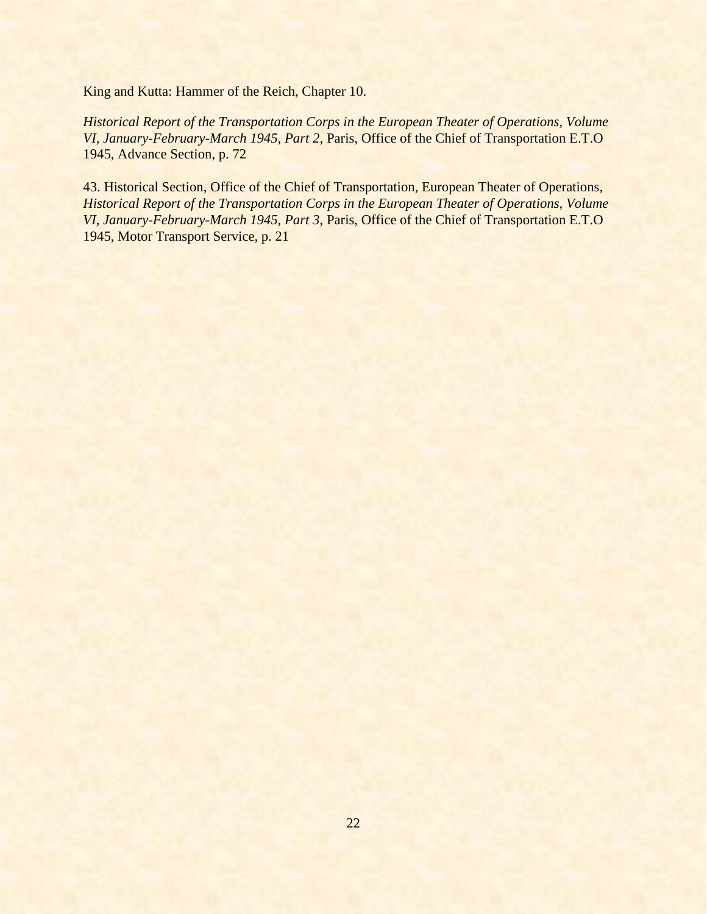King and Kutta: Hammer of the Reich, Chapter 10.

*Historical Report of the Transportation Corps in the European Theater of Operations, Volume VI, January-February-March 1945, Part 2,* Paris, Office of the Chief of Transportation E.T.O 1945, Advance Section, p. 72

43. Historical Section, Office of the Chief of Transportation, European Theater of Operations, *Historical Report of the Transportation Corps in the European Theater of Operations, Volume VI, January-February-March 1945, Part 3,* Paris, Office of the Chief of Transportation E.T.O 1945, Motor Transport Service, p. 21